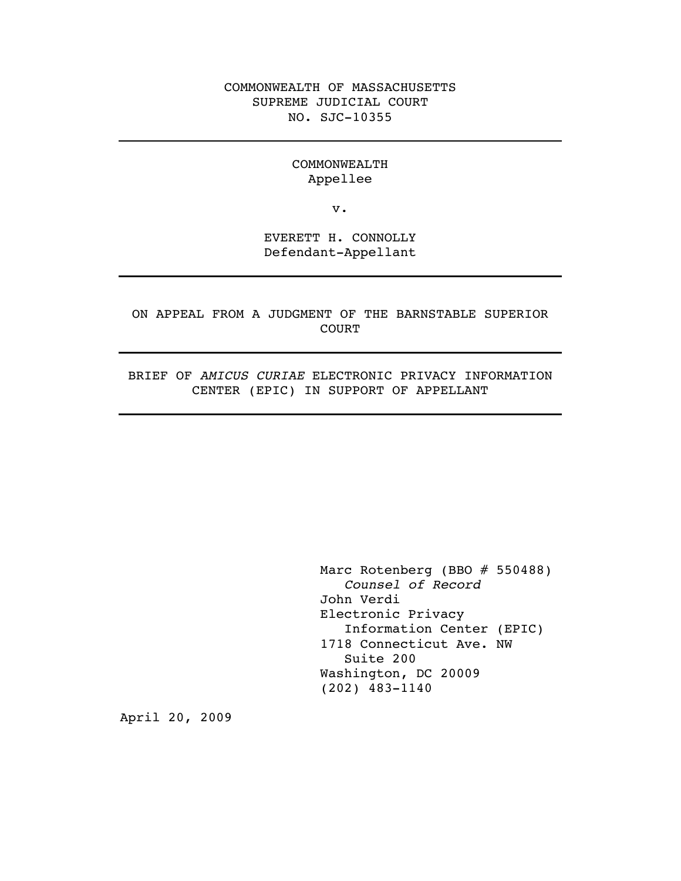COMMONWEALTH OF MASSACHUSETTS
SUPREME JUDICIAL COURT
NO. SJC-10355

---

COMMONWEALTH
Appellee

v.

EVERETT H. CONNOLLY
Defendant-Appellant

---

ON APPEAL FROM A JUDGMENT OF THE BARNSTABLE SUPERIOR COURT

---

BRIEF OF *AMICUS CURIAE* ELECTRONIC PRIVACY INFORMATION CENTER (EPIC) IN SUPPORT OF APPELLANT

---

Marc Rotenberg (BBO # 550488)
*Counsel of Record*
John Verdi
Electronic Privacy Information Center (EPIC)
1718 Connecticut Ave. NW
Suite 200
Washington, DC 20009
(202) 483-1140

April 20, 2009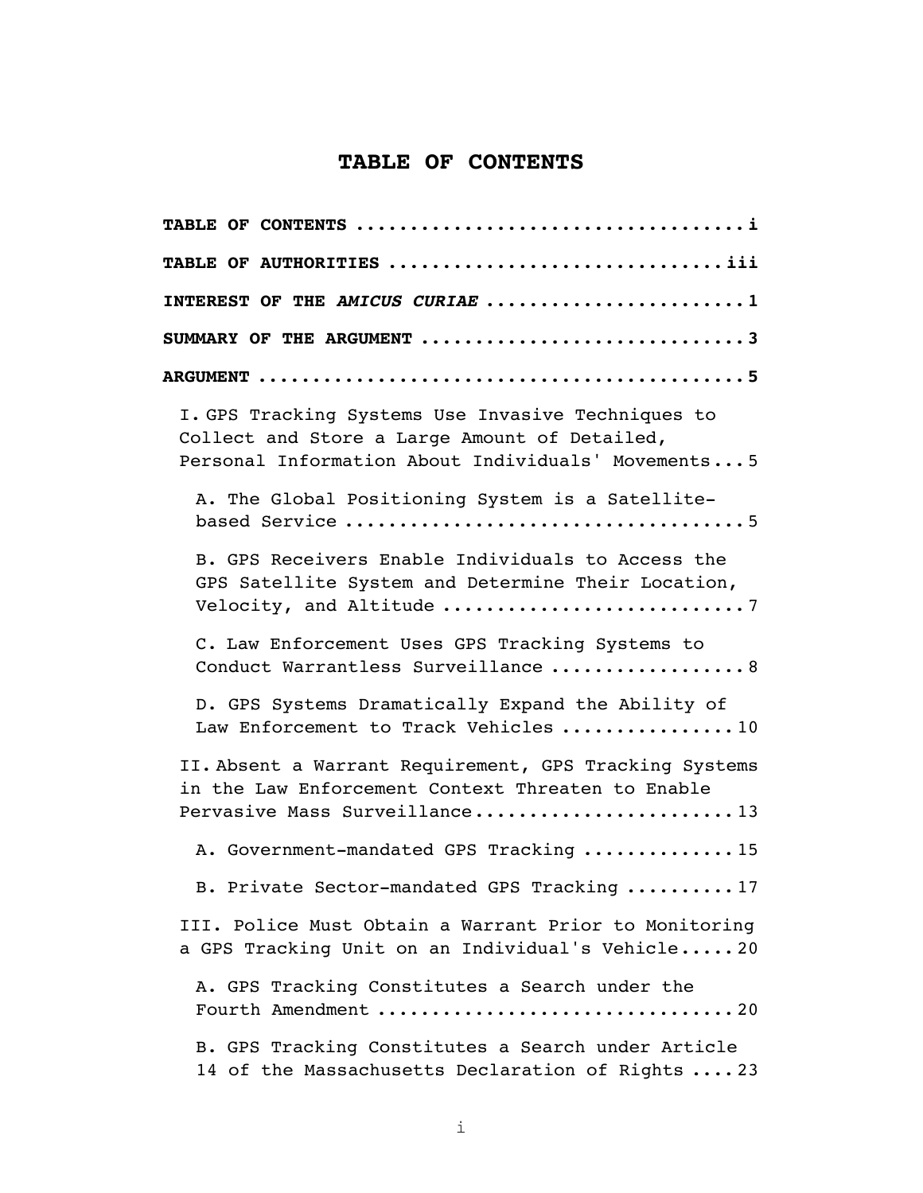# TABLE OF CONTENTS

**TABLE OF CONTENTS** .................................... i

**TABLE OF AUTHORITIES** .............................. iii

**INTEREST OF THE *AMICUS CURIAE*** ........................ 1

**SUMMARY OF THE ARGUMENT** ............................. 3

**ARGUMENT** ............................................ 5

I. GPS Tracking Systems Use Invasive Techniques to Collect and Store a Large Amount of Detailed, Personal Information About Individuals' Movements... 5

- A. The Global Positioning System is a Satellite-based Service .................................... 5
- B. GPS Receivers Enable Individuals to Access the GPS Satellite System and Determine Their Location, Velocity, and Altitude ........................... 7
- C. Law Enforcement Uses GPS Tracking Systems to Conduct Warrantless Surveillance .................. 8
- D. GPS Systems Dramatically Expand the Ability of Law Enforcement to Track Vehicles ................ 10

II. Absent a Warrant Requirement, GPS Tracking Systems in the Law Enforcement Context Threaten to Enable Pervasive Mass Surveillance........................ 13

- A. Government-mandated GPS Tracking .............. 15
- B. Private Sector-mandated GPS Tracking .......... 17

III. Police Must Obtain a Warrant Prior to Monitoring a GPS Tracking Unit on an Individual's Vehicle..... 20

- A. GPS Tracking Constitutes a Search under the Fourth Amendment ................................ 20
- B. GPS Tracking Constitutes a Search under Article 14 of the Massachusetts Declaration of Rights .... 23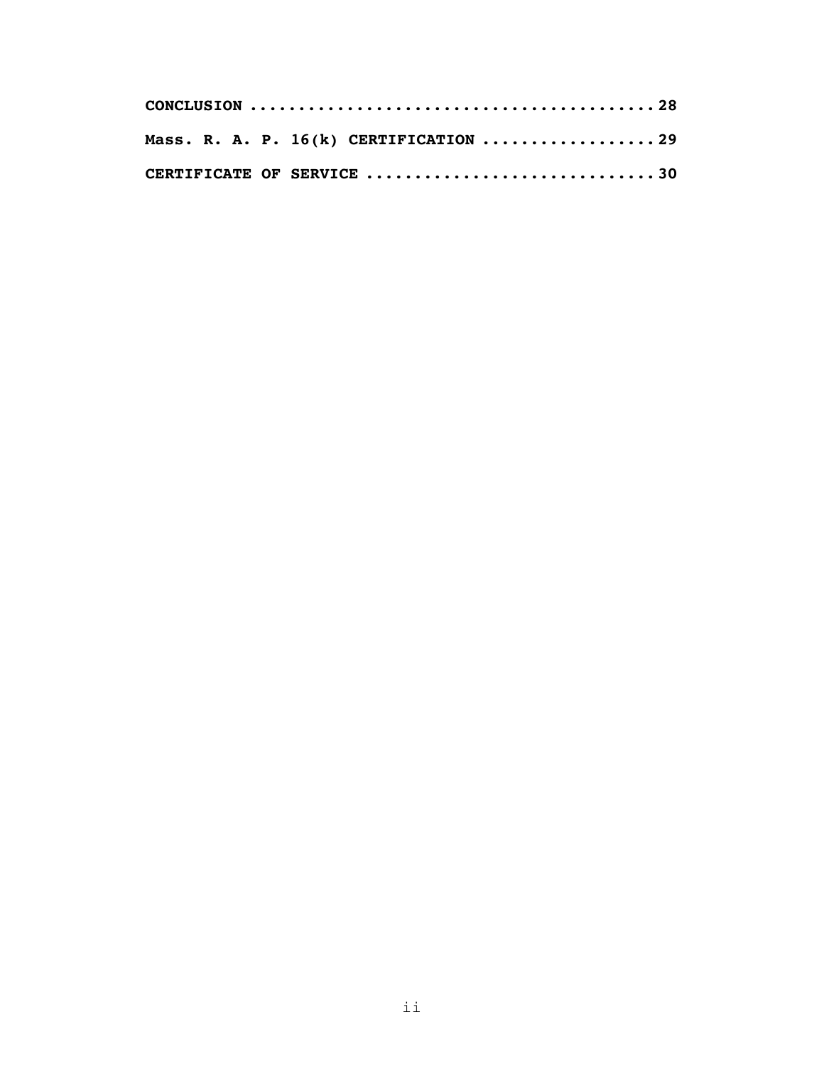**CONCLUSION** .......................................... **28**

**Mass. R. A. P. 16(k) CERTIFICATION** .................. **29**

**CERTIFICATE OF SERVICE** .............................. **30**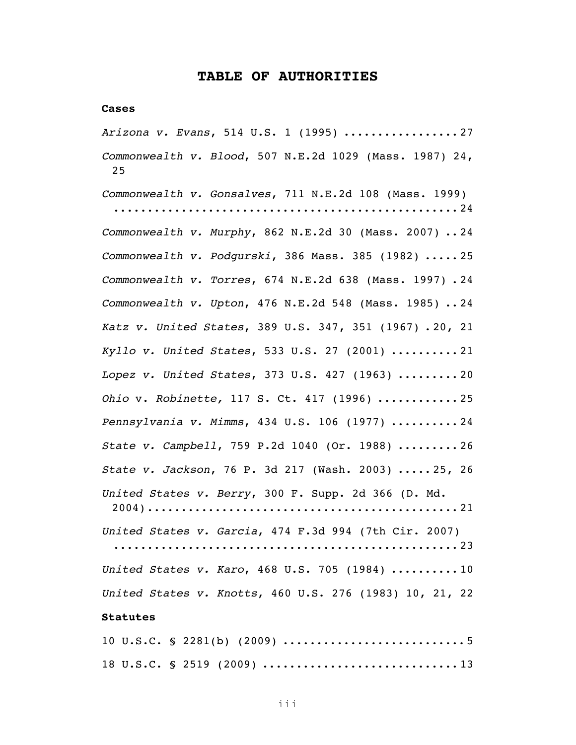# TABLE OF AUTHORITIES

**Cases**

*Arizona v. Evans*, 514 U.S. 1 (1995) ................. 27

*Commonwealth v. Blood*, 507 N.E.2d 1029 (Mass. 1987) 24, 25

*Commonwealth v. Gonsalves*, 711 N.E.2d 108 (Mass. 1999) ................................................. 24

*Commonwealth v. Murphy*, 862 N.E.2d 30 (Mass. 2007) .. 24

*Commonwealth v. Podgurski*, 386 Mass. 385 (1982) ..... 25

*Commonwealth v. Torres*, 674 N.E.2d 638 (Mass. 1997) . 24

*Commonwealth v. Upton*, 476 N.E.2d 548 (Mass. 1985) .. 24

*Katz v. United States*, 389 U.S. 347, 351 (1967) . 20, 21

*Kyllo v. United States*, 533 U.S. 27 (2001) .......... 21

*Lopez v. United States*, 373 U.S. 427 (1963) ......... 20

*Ohio* v. *Robinette,* 117 S. Ct. 417 (1996) ............ 25

*Pennsylvania v. Mimms*, 434 U.S. 106 (1977) .......... 24

*State v. Campbell*, 759 P.2d 1040 (Or. 1988) ......... 26

*State v. Jackson*, 76 P. 3d 217 (Wash. 2003) ..... 25, 26

*United States v. Berry*, 300 F. Supp. 2d 366 (D. Md. 2004) ............................................. 21

*United States v. Garcia*, 474 F.3d 994 (7th Cir. 2007) ................................................. 23

*United States v. Karo*, 468 U.S. 705 (1984) .......... 10

*United States v. Knotts*, 460 U.S. 276 (1983) 10, 21, 22

**Statutes**

10 U.S.C. § 2281(b) (2009) .......................... 5

18 U.S.C. § 2519 (2009) ............................ 13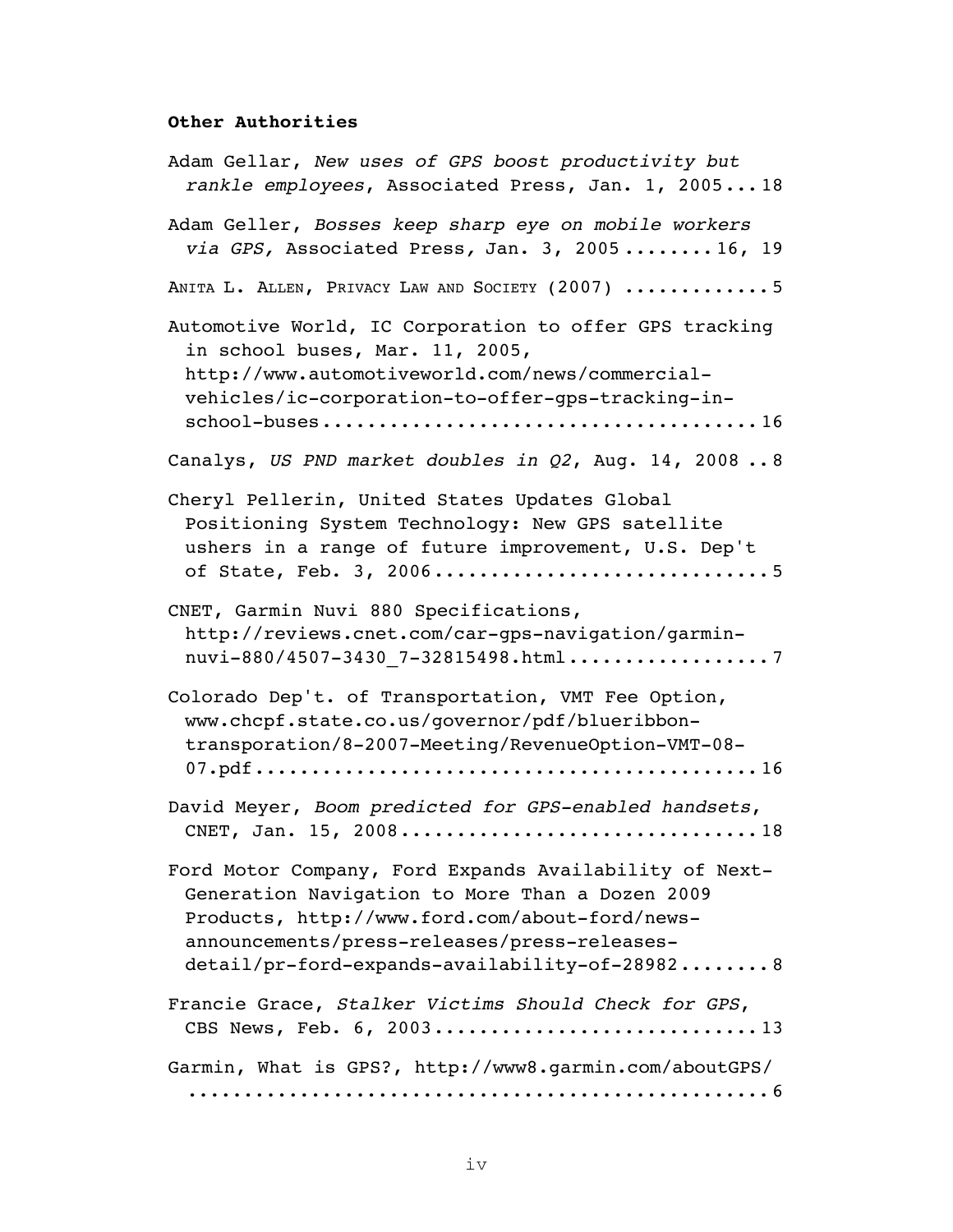**Other Authorities**

Adam Gellar, *New uses of GPS boost productivity but rankle employees*, Associated Press, Jan. 1, 2005 ... 18

Adam Geller, *Bosses keep sharp eye on mobile workers via GPS,* Associated Press, Jan. 3, 2005 ........ 16, 19

ANITA L. ALLEN, PRIVACY LAW AND SOCIETY (2007) ............ 5

Automotive World, IC Corporation to offer GPS tracking in school buses, Mar. 11, 2005, http://www.automotiveworld.com/news/commercial-vehicles/ic-corporation-to-offer-gps-tracking-in-school-buses ..................................... 16

Canalys, *US PND market doubles in Q2*, Aug. 14, 2008 .. 8

Cheryl Pellerin, United States Updates Global Positioning System Technology: New GPS satellite ushers in a range of future improvement, U.S. Dep't of State, Feb. 3, 2006 ............................ 5

CNET, Garmin Nuvi 880 Specifications, http://reviews.cnet.com/car-gps-navigation/garmin-nuvi-880/4507-3430_7-32815498.html .................. 7

Colorado Dep't. of Transportation, VMT Fee Option, www.chcpf.state.co.us/governor/pdf/blueribbon-transporation/8-2007-Meeting/RevenueOption-VMT-08-07.pdf ............................................ 16

David Meyer, *Boom predicted for GPS-enabled handsets*, CNET, Jan. 15, 2008 ............................... 18

Ford Motor Company, Ford Expands Availability of Next-Generation Navigation to More Than a Dozen 2009 Products, http://www.ford.com/about-ford/news-announcements/press-releases/press-releases-detail/pr-ford-expands-availability-of-28982 ........ 8

Francie Grace, *Stalker Victims Should Check for GPS*, CBS News, Feb. 6, 2003 ............................ 13

Garmin, What is GPS?, http://www8.garmin.com/aboutGPS/ ................................................... 6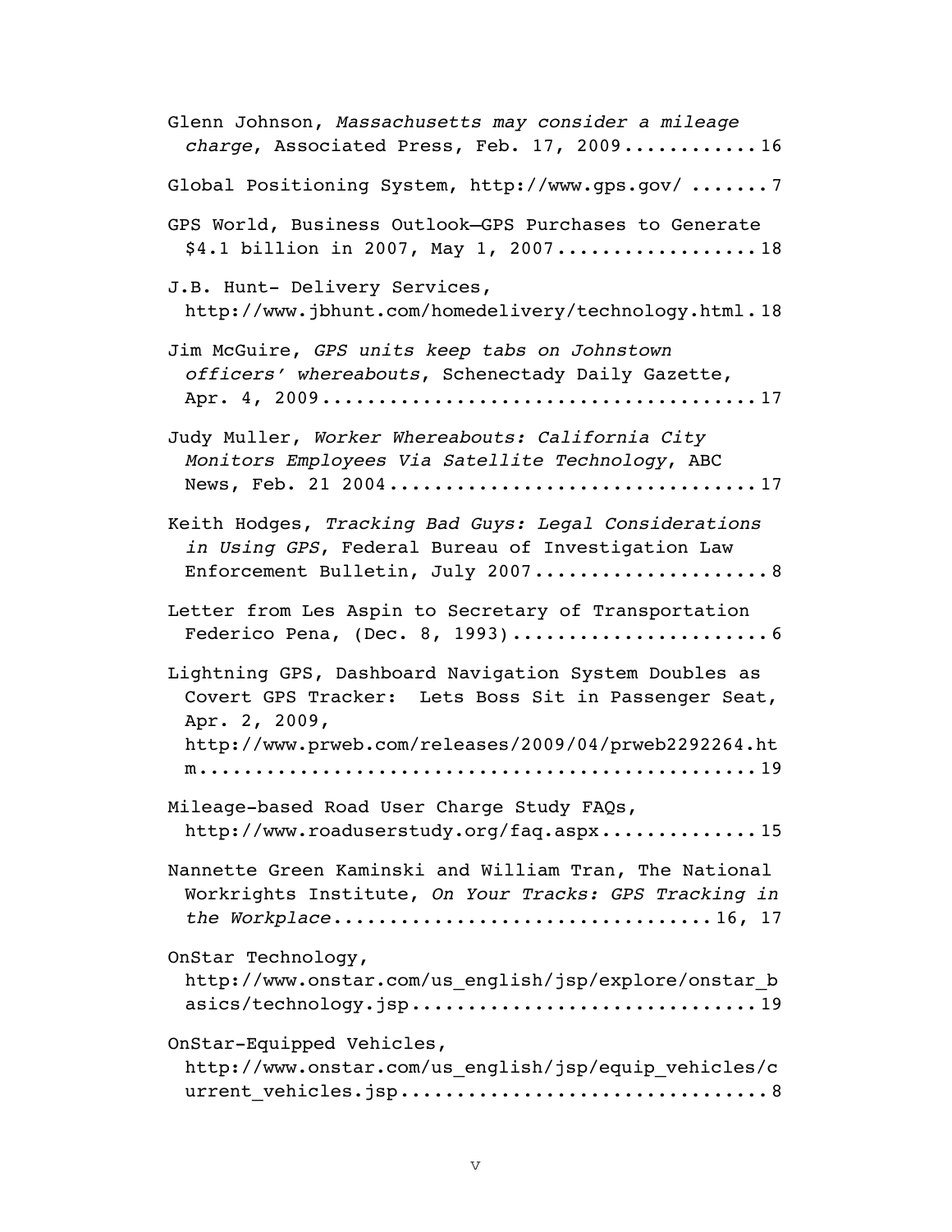Glenn Johnson, *Massachusetts may consider a mileage charge*, Associated Press, Feb. 17, 2009............16

Global Positioning System, http://www.gps.gov/ .......7

GPS World, Business Outlook—GPS Purchases to Generate $4.1 billion in 2007, May 1, 2007..................18

J.B. Hunt- Delivery Services, http://www.jbhunt.com/homedelivery/technology.html.18

Jim McGuire, *GPS units keep tabs on Johnstown officers' whereabouts*, Schenectady Daily Gazette, Apr. 4, 2009......................................17

Judy Muller, *Worker Whereabouts: California City Monitors Employees Via Satellite Technology*, ABC News, Feb. 21 2004................................17

Keith Hodges, *Tracking Bad Guys: Legal Considerations in Using GPS*, Federal Bureau of Investigation Law Enforcement Bulletin, July 2007.....................8

Letter from Les Aspin to Secretary of Transportation Federico Pena, (Dec. 8, 1993).......................6

Lightning GPS, Dashboard Navigation System Doubles as Covert GPS Tracker: Lets Boss Sit in Passenger Seat, Apr. 2, 2009, http://www.prweb.com/releases/2009/04/prweb2292264.htm...............................................19

Mileage-based Road User Charge Study FAQs, http://www.roaduserstudy.org/faq.aspx..............15

Nannette Green Kaminski and William Tran, The National Workrights Institute, *On Your Tracks: GPS Tracking in the Workplace*................................16, 17

OnStar Technology, http://www.onstar.com/us_english/jsp/explore/onstar_basics/technology.jsp..............................19

OnStar-Equipped Vehicles, http://www.onstar.com/us_english/jsp/equip_vehicles/current_vehicles.jsp................................8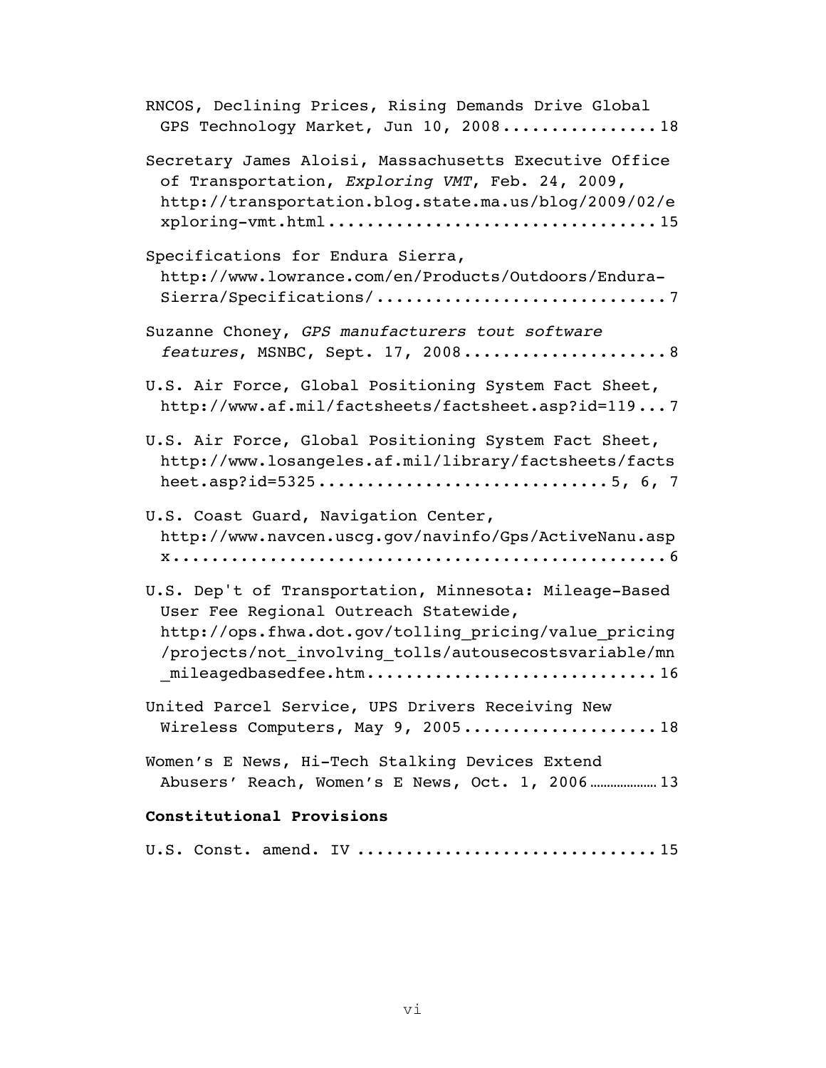RNCOS, Declining Prices, Rising Demands Drive Global GPS Technology Market, Jun 10, 2008 ................ 18

Secretary James Aloisi, Massachusetts Executive Office of Transportation, *Exploring VMT*, Feb. 24, 2009, http://transportation.blog.state.ma.us/blog/2009/02/exploring-vmt.html ................................ 15

Specifications for Endura Sierra, http://www.lowrance.com/en/Products/Outdoors/Endura-Sierra/Specifications/ ............................ 7

Suzanne Choney, *GPS manufacturers tout software features*, MSNBC, Sept. 17, 2008 .................... 8

U.S. Air Force, Global Positioning System Fact Sheet, http://www.af.mil/factsheets/factsheet.asp?id=119 ... 7

U.S. Air Force, Global Positioning System Fact Sheet, http://www.losangeles.af.mil/library/factsheets/factsheet.asp?id=5325 ............................ 5, 6, 7

U.S. Coast Guard, Navigation Center, http://www.navcen.uscg.gov/navinfo/Gps/ActiveNanu.aspx ................................................ 6

U.S. Dep't of Transportation, Minnesota: Mileage-Based User Fee Regional Outreach Statewide, http://ops.fhwa.dot.gov/tolling_pricing/value_pricing/projects/not_involving_tolls/autousecostsvariable/mn_mileagedbasedfee.htm ............................ 16

United Parcel Service, UPS Drivers Receiving New Wireless Computers, May 9, 2005 .................... 18

Women's E News, Hi-Tech Stalking Devices Extend Abusers' Reach, Women's E News, Oct. 1, 2006 .................. 13

**Constitutional Provisions**

U.S. Const. amend. IV .............................. 15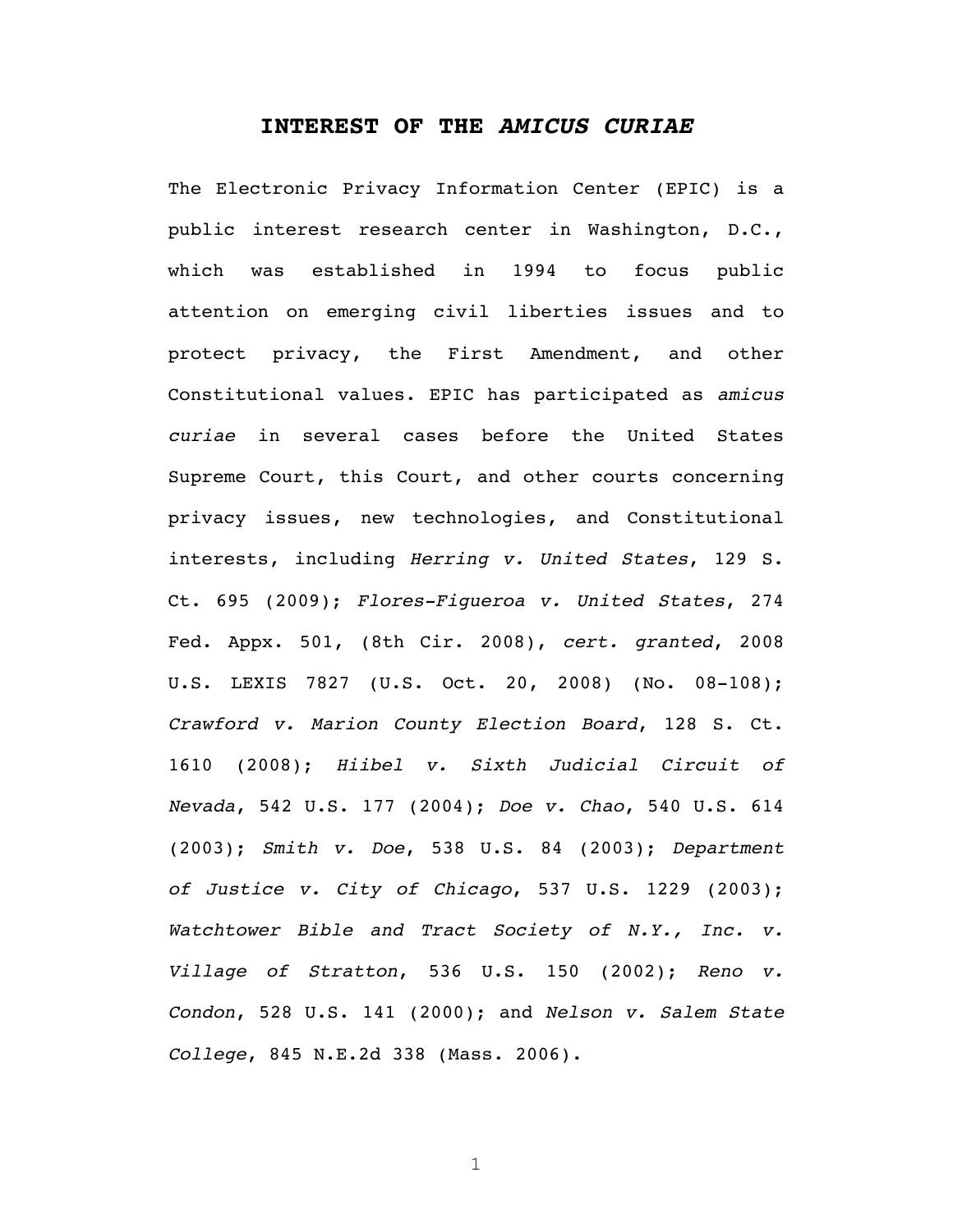## INTEREST OF THE *AMICUS CURIAE*

The Electronic Privacy Information Center (EPIC) is a public interest research center in Washington, D.C., which was established in 1994 to focus public attention on emerging civil liberties issues and to protect privacy, the First Amendment, and other Constitutional values. EPIC has participated as *amicus curiae* in several cases before the United States Supreme Court, this Court, and other courts concerning privacy issues, new technologies, and Constitutional interests, including *Herring v. United States*, 129 S. Ct. 695 (2009); *Flores-Figueroa v. United States*, 274 Fed. Appx. 501, (8th Cir. 2008), *cert. granted*, 2008 U.S. LEXIS 7827 (U.S. Oct. 20, 2008) (No. 08-108); *Crawford v. Marion County Election Board*, 128 S. Ct. 1610 (2008); *Hiibel v. Sixth Judicial Circuit of Nevada*, 542 U.S. 177 (2004); *Doe v. Chao*, 540 U.S. 614 (2003); *Smith v. Doe*, 538 U.S. 84 (2003); *Department of Justice v. City of Chicago*, 537 U.S. 1229 (2003); *Watchtower Bible and Tract Society of N.Y., Inc. v. Village of Stratton*, 536 U.S. 150 (2002); *Reno v. Condon*, 528 U.S. 141 (2000); and *Nelson v. Salem State College*, 845 N.E.2d 338 (Mass. 2006).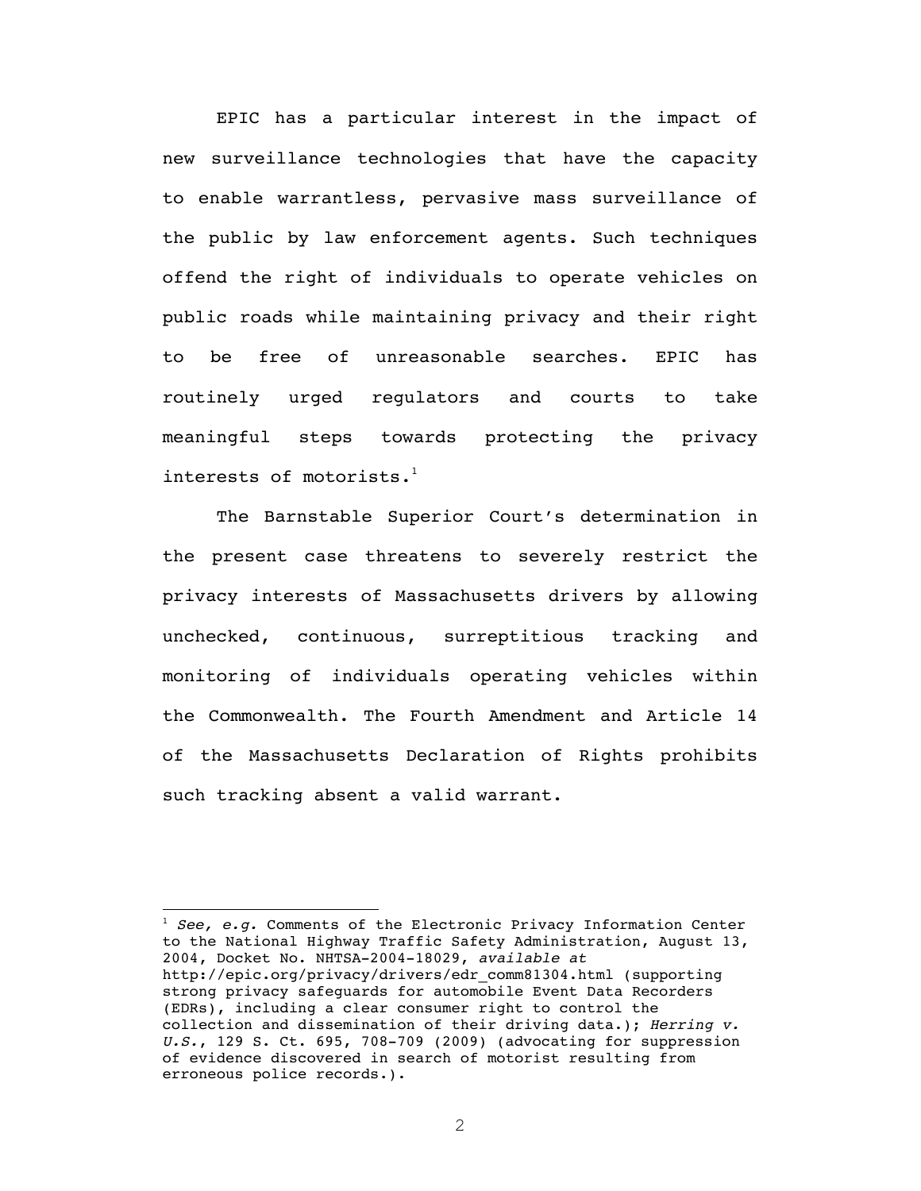EPIC has a particular interest in the impact of new surveillance technologies that have the capacity to enable warrantless, pervasive mass surveillance of the public by law enforcement agents. Such techniques offend the right of individuals to operate vehicles on public roads while maintaining privacy and their right to be free of unreasonable searches. EPIC has routinely urged regulators and courts to take meaningful steps towards protecting the privacy interests of motorists.[1]

The Barnstable Superior Court's determination in the present case threatens to severely restrict the privacy interests of Massachusetts drivers by allowing unchecked, continuous, surreptitious tracking and monitoring of individuals operating vehicles within the Commonwealth. The Fourth Amendment and Article 14 of the Massachusetts Declaration of Rights prohibits such tracking absent a valid warrant.

---

[1] *See, e.g.* Comments of the Electronic Privacy Information Center to the National Highway Traffic Safety Administration, August 13, 2004, Docket No. NHTSA-2004-18029, *available at* http://epic.org/privacy/drivers/edr_comm81304.html (supporting strong privacy safeguards for automobile Event Data Recorders (EDRs), including a clear consumer right to control the collection and dissemination of their driving data.); *Herring v. U.S.*, 129 S. Ct. 695, 708-709 (2009) (advocating for suppression of evidence discovered in search of motorist resulting from erroneous police records.).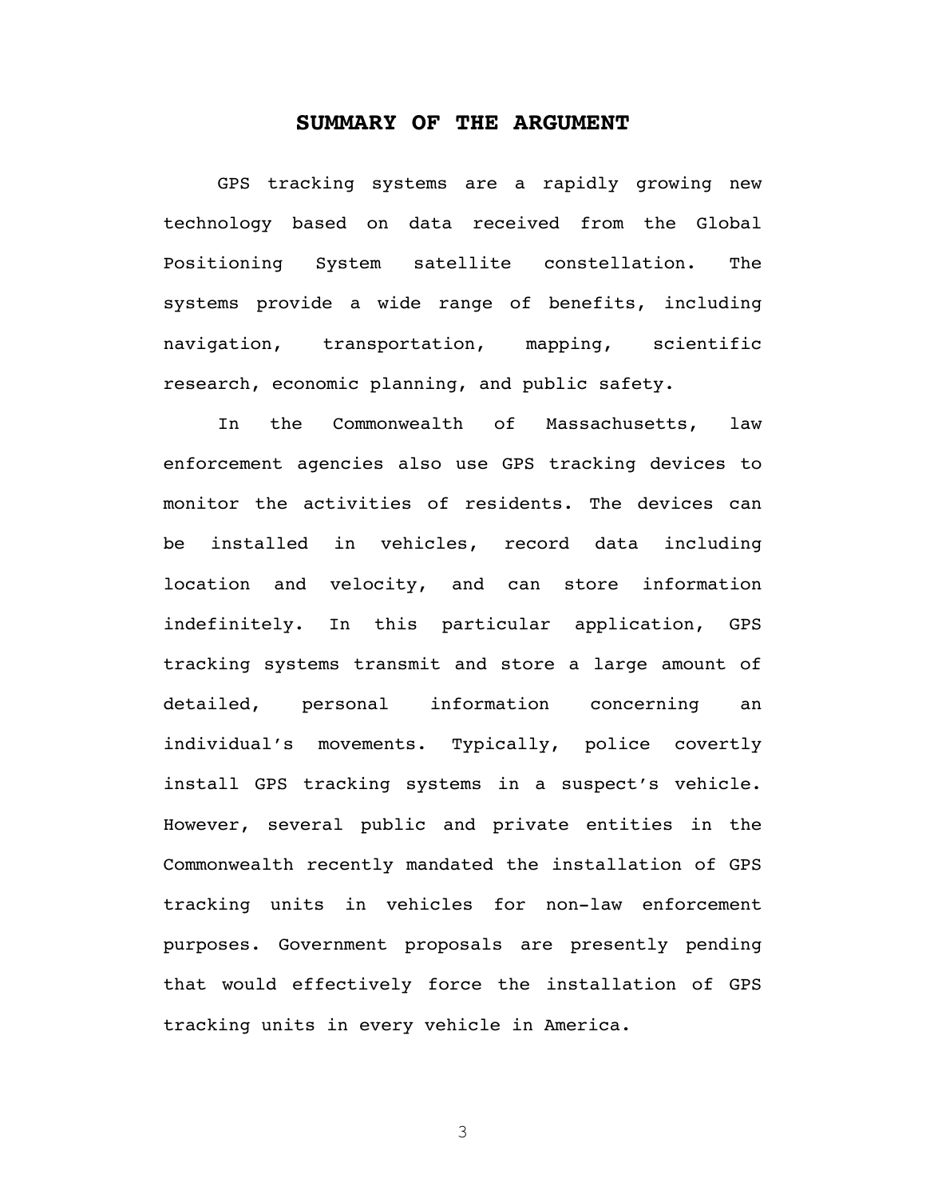## SUMMARY OF THE ARGUMENT

GPS tracking systems are a rapidly growing new technology based on data received from the Global Positioning System satellite constellation. The systems provide a wide range of benefits, including navigation, transportation, mapping, scientific research, economic planning, and public safety.

In the Commonwealth of Massachusetts, law enforcement agencies also use GPS tracking devices to monitor the activities of residents. The devices can be installed in vehicles, record data including location and velocity, and can store information indefinitely. In this particular application, GPS tracking systems transmit and store a large amount of detailed, personal information concerning an individual's movements. Typically, police covertly install GPS tracking systems in a suspect's vehicle. However, several public and private entities in the Commonwealth recently mandated the installation of GPS tracking units in vehicles for non-law enforcement purposes. Government proposals are presently pending that would effectively force the installation of GPS tracking units in every vehicle in America.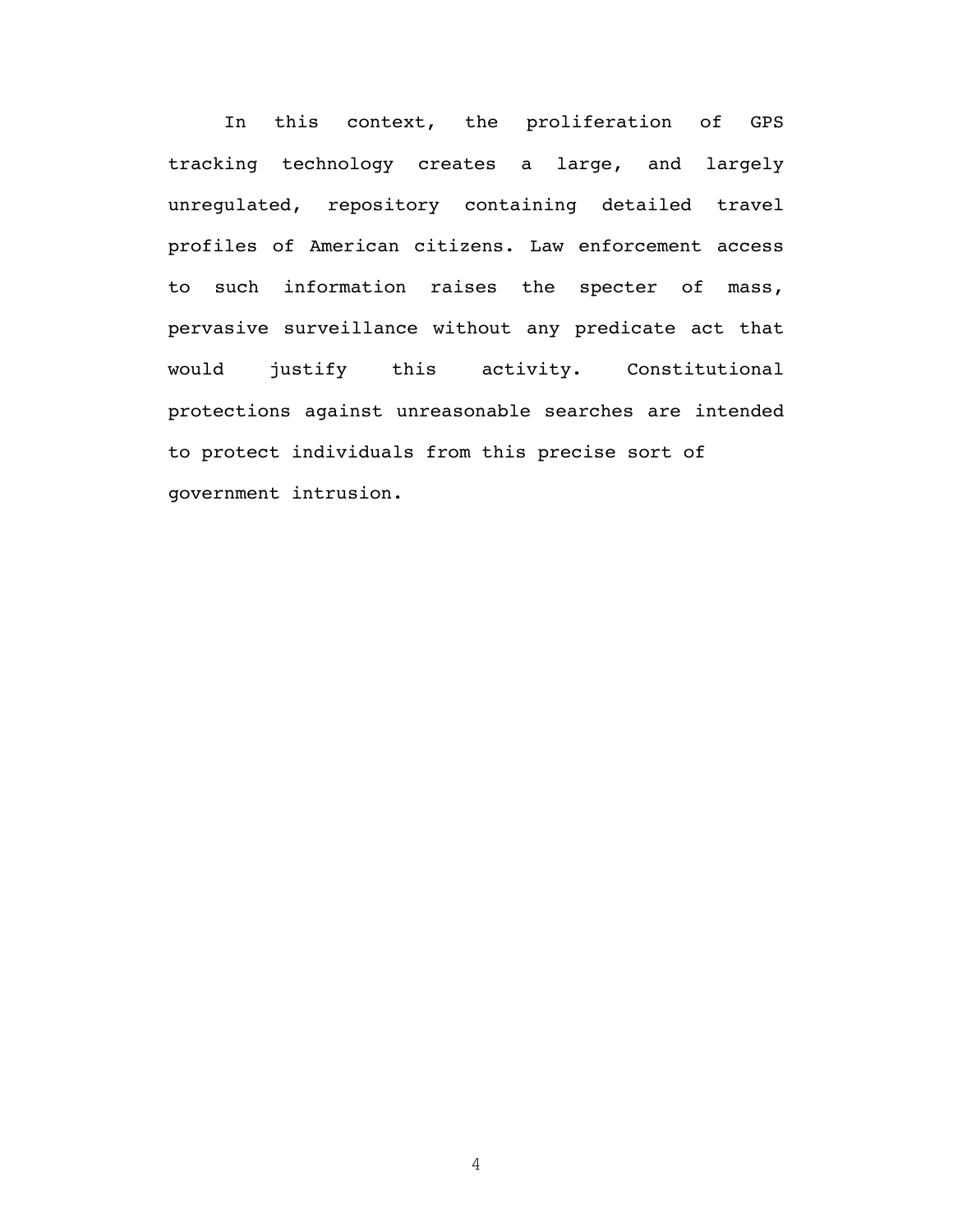In this context, the proliferation of GPS tracking technology creates a large, and largely unregulated, repository containing detailed travel profiles of American citizens. Law enforcement access to such information raises the specter of mass, pervasive surveillance without any predicate act that would justify this activity. Constitutional protections against unreasonable searches are intended to protect individuals from this precise sort of government intrusion.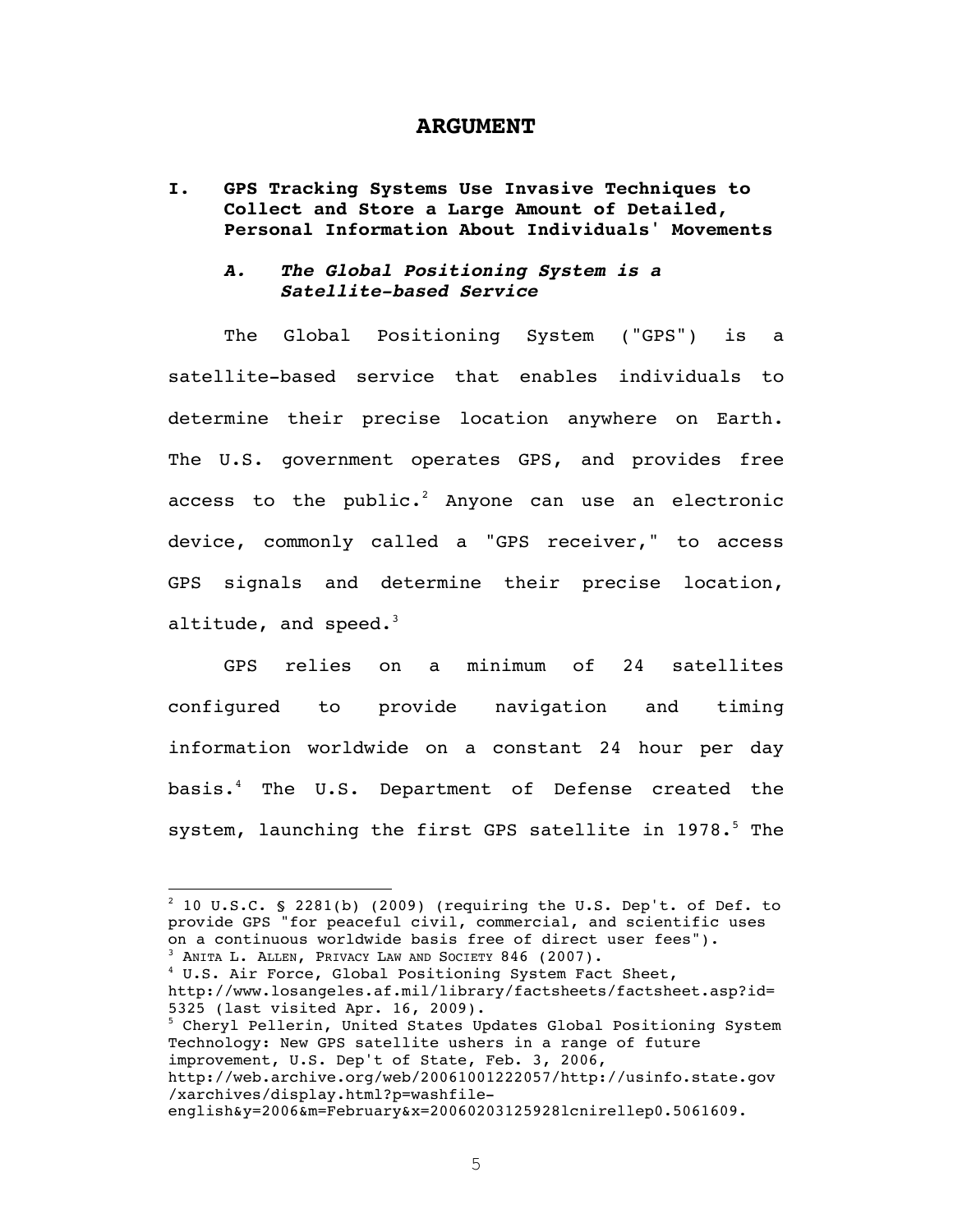# ARGUMENT

## I. GPS Tracking Systems Use Invasive Techniques to Collect and Store a Large Amount of Detailed, Personal Information About Individuals' Movements

### *A. The Global Positioning System is a Satellite-based Service*

The Global Positioning System ("GPS") is a satellite-based service that enables individuals to determine their precise location anywhere on Earth. The U.S. government operates GPS, and provides free access to the public.[2] Anyone can use an electronic device, commonly called a "GPS receiver," to access GPS signals and determine their precise location, altitude, and speed.[3]

GPS relies on a minimum of 24 satellites configured to provide navigation and timing information worldwide on a constant 24 hour per day basis.[4] The U.S. Department of Defense created the system, launching the first GPS satellite in 1978.[5] The

---

[2] 10 U.S.C. § 2281(b) (2009) (requiring the U.S. Dep't. of Def. to provide GPS "for peaceful civil, commercial, and scientific uses on a continuous worldwide basis free of direct user fees").

[3] ANITA L. ALLEN, PRIVACY LAW AND SOCIETY 846 (2007).

[4] U.S. Air Force, Global Positioning System Fact Sheet, http://www.losangeles.af.mil/library/factsheets/factsheet.asp?id=5325 (last visited Apr. 16, 2009).

[5] Cheryl Pellerin, United States Updates Global Positioning System Technology: New GPS satellite ushers in a range of future improvement, U.S. Dep't of State, Feb. 3, 2006, http://web.archive.org/web/20061001222057/http://usinfo.state.gov/xarchives/display.html?p=washfile-english&y=2006&m=February&x=20060203125928lcnirellep0.5061609.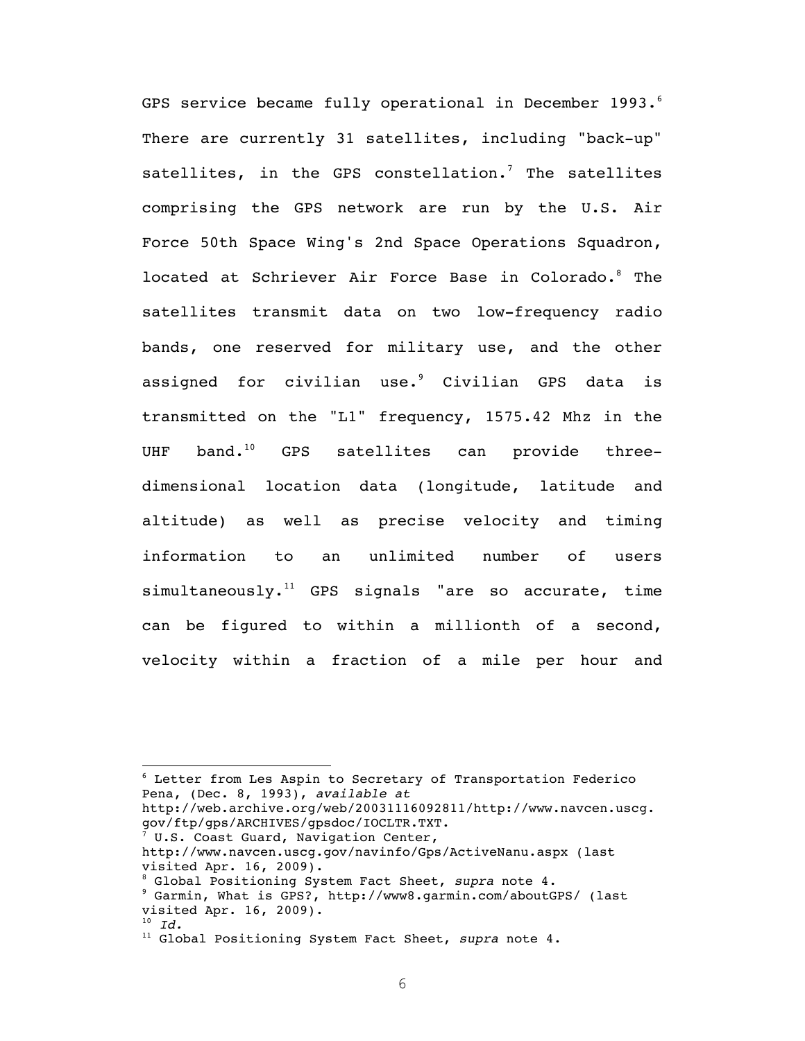GPS service became fully operational in December 1993.[6] There are currently 31 satellites, including "back-up" satellites, in the GPS constellation.[7] The satellites comprising the GPS network are run by the U.S. Air Force 50th Space Wing's 2nd Space Operations Squadron, located at Schriever Air Force Base in Colorado.[8] The satellites transmit data on two low-frequency radio bands, one reserved for military use, and the other assigned for civilian use.[9] Civilian GPS data is transmitted on the "L1" frequency, 1575.42 Mhz in the UHF band.[10] GPS satellites can provide three-dimensional location data (longitude, latitude and altitude) as well as precise velocity and timing information to an unlimited number of users simultaneously.[11] GPS signals "are so accurate, time can be figured to within a millionth of a second, velocity within a fraction of a mile per hour and

---

[6] Letter from Les Aspin to Secretary of Transportation Federico Pena, (Dec. 8, 1993), *available at* http://web.archive.org/web/20031116092811/http://www.navcen.uscg.gov/ftp/gps/ARCHIVES/gpsdoc/IOCLTR.TXT.

[7] U.S. Coast Guard, Navigation Center, http://www.navcen.uscg.gov/navinfo/Gps/ActiveNanu.aspx (last visited Apr. 16, 2009).

[8] Global Positioning System Fact Sheet, *supra* note 4.

[9] Garmin, What is GPS?, http://www8.garmin.com/aboutGPS/ (last visited Apr. 16, 2009).

[10] *Id.*

[11] Global Positioning System Fact Sheet, *supra* note 4.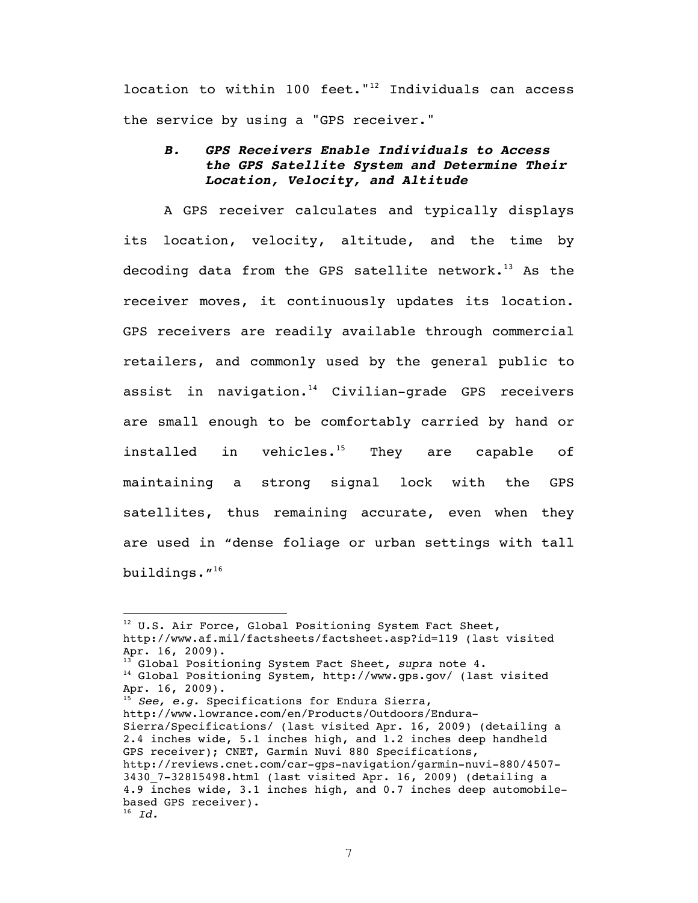location to within 100 feet."[12] Individuals can access the service by using a "GPS receiver."

### *B. GPS Receivers Enable Individuals to Access the GPS Satellite System and Determine Their Location, Velocity, and Altitude*

A GPS receiver calculates and typically displays its location, velocity, altitude, and the time by decoding data from the GPS satellite network.[13] As the receiver moves, it continuously updates its location. GPS receivers are readily available through commercial retailers, and commonly used by the general public to assist in navigation.[14] Civilian-grade GPS receivers are small enough to be comfortably carried by hand or installed in vehicles.[15] They are capable of maintaining a strong signal lock with the GPS satellites, thus remaining accurate, even when they are used in "dense foliage or urban settings with tall buildings."[16]

---

[12] U.S. Air Force, Global Positioning System Fact Sheet, http://www.af.mil/factsheets/factsheet.asp?id=119 (last visited Apr. 16, 2009).

[13] Global Positioning System Fact Sheet, *supra* note 4.

[14] Global Positioning System, http://www.gps.gov/ (last visited Apr. 16, 2009).

[15] *See, e.g.* Specifications for Endura Sierra, http://www.lowrance.com/en/Products/Outdoors/Endura-Sierra/Specifications/ (last visited Apr. 16, 2009) (detailing a 2.4 inches wide, 5.1 inches high, and 1.2 inches deep handheld GPS receiver); CNET, Garmin Nuvi 880 Specifications, http://reviews.cnet.com/car-gps-navigation/garmin-nuvi-880/4507-3430_7-32815498.html (last visited Apr. 16, 2009) (detailing a 4.9 inches wide, 3.1 inches high, and 0.7 inches deep automobile-based GPS receiver).

[16] *Id.*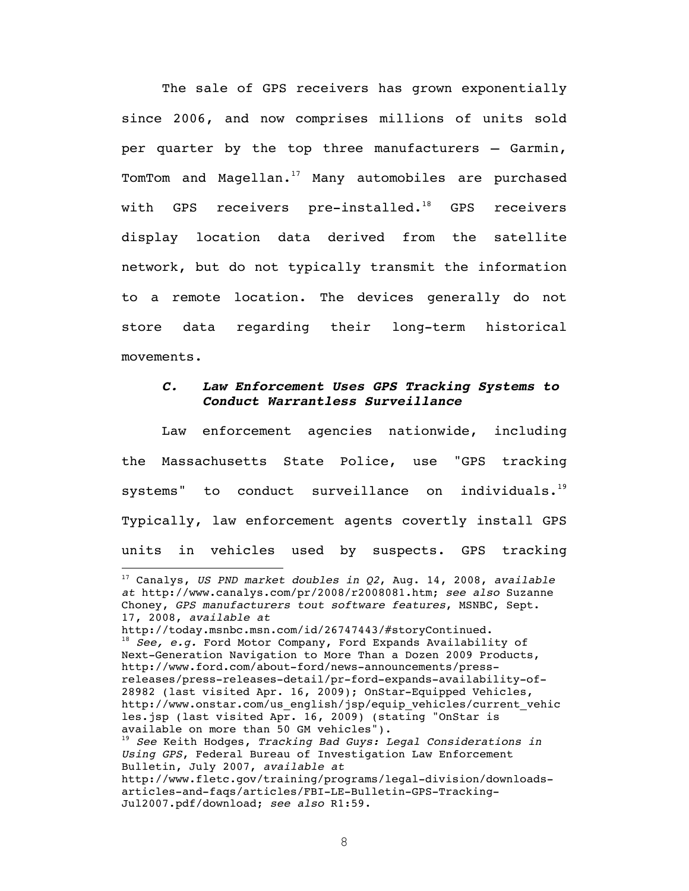The sale of GPS receivers has grown exponentially since 2006, and now comprises millions of units sold per quarter by the top three manufacturers – Garmin, TomTom and Magellan.[17] Many automobiles are purchased with GPS receivers pre-installed.[18] GPS receivers display location data derived from the satellite network, but do not typically transmit the information to a remote location. The devices generally do not store data regarding their long-term historical movements.

### *C. Law Enforcement Uses GPS Tracking Systems to Conduct Warrantless Surveillance*

Law enforcement agencies nationwide, including the Massachusetts State Police, use "GPS tracking systems" to conduct surveillance on individuals.[19] Typically, law enforcement agents covertly install GPS units in vehicles used by suspects. GPS tracking

---

[17] Canalys, *US PND market doubles in Q2*, Aug. 14, 2008, *available at* http://www.canalys.com/pr/2008/r2008081.htm; *see also* Suzanne Choney, *GPS manufacturers tout software features*, MSNBC, Sept. 17, 2008, *available at* http://today.msnbc.msn.com/id/26747443/#storyContinued.

[18] *See, e.g.* Ford Motor Company, Ford Expands Availability of Next-Generation Navigation to More Than a Dozen 2009 Products, http://www.ford.com/about-ford/news-announcements/press-releases/press-releases-detail/pr-ford-expands-availability-of-28982 (last visited Apr. 16, 2009); OnStar-Equipped Vehicles, http://www.onstar.com/us_english/jsp/equip_vehicles/current_vehicles.jsp (last visited Apr. 16, 2009) (stating "OnStar is available on more than 50 GM vehicles").

[19] *See* Keith Hodges, *Tracking Bad Guys: Legal Considerations in Using GPS*, Federal Bureau of Investigation Law Enforcement Bulletin, July 2007, *available at* http://www.fletc.gov/training/programs/legal-division/downloads-articles-and-faqs/articles/FBI-LE-Bulletin-GPS-Tracking-Jul2007.pdf/download; *see also* R1:59.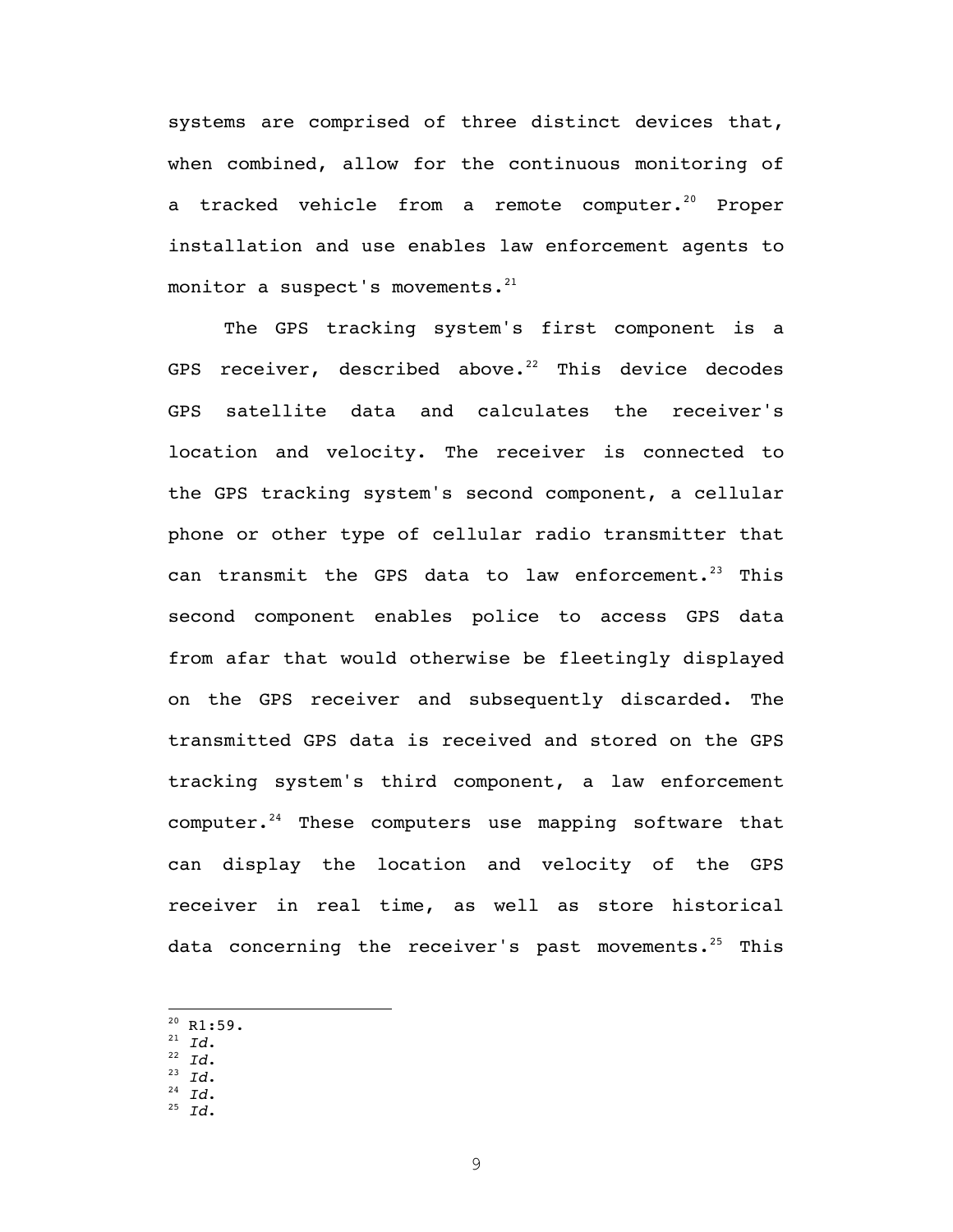systems are comprised of three distinct devices that, when combined, allow for the continuous monitoring of a tracked vehicle from a remote computer.[20] Proper installation and use enables law enforcement agents to monitor a suspect's movements.[21]

The GPS tracking system's first component is a GPS receiver, described above.[22] This device decodes GPS satellite data and calculates the receiver's location and velocity. The receiver is connected to the GPS tracking system's second component, a cellular phone or other type of cellular radio transmitter that can transmit the GPS data to law enforcement.[23] This second component enables police to access GPS data from afar that would otherwise be fleetingly displayed on the GPS receiver and subsequently discarded. The transmitted GPS data is received and stored on the GPS tracking system's third component, a law enforcement computer.[24] These computers use mapping software that can display the location and velocity of the GPS receiver in real time, as well as store historical data concerning the receiver's past movements.[25] This

---

[20] R1:59.
[21] *Id.*
[22] *Id.*
[23] *Id.*
[24] *Id.*
[25] *Id.*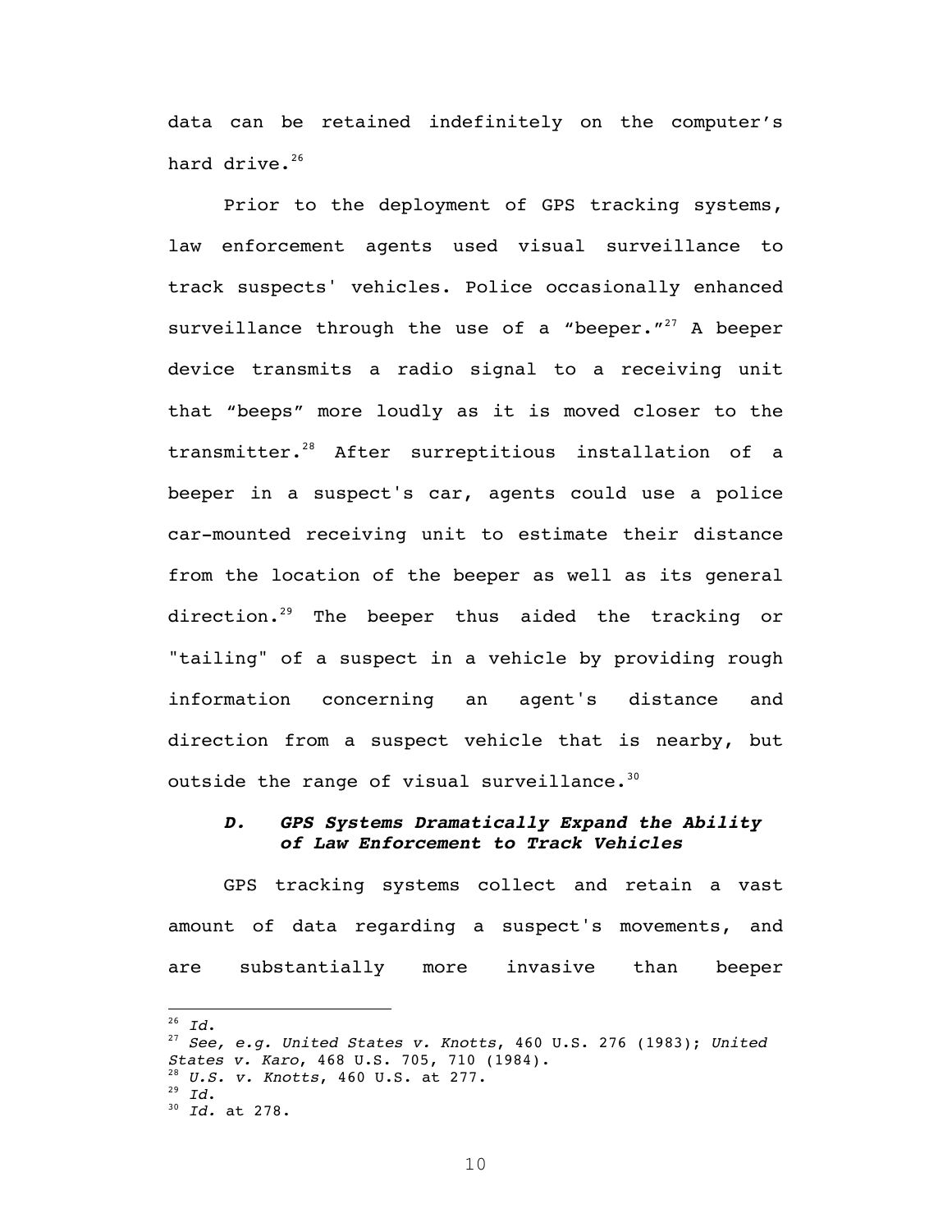data can be retained indefinitely on the computer's hard drive.[26]

Prior to the deployment of GPS tracking systems, law enforcement agents used visual surveillance to track suspects' vehicles. Police occasionally enhanced surveillance through the use of a "beeper."[27] A beeper device transmits a radio signal to a receiving unit that "beeps" more loudly as it is moved closer to the transmitter.[28] After surreptitious installation of a beeper in a suspect's car, agents could use a police car-mounted receiving unit to estimate their distance from the location of the beeper as well as its general direction.[29] The beeper thus aided the tracking or "tailing" of a suspect in a vehicle by providing rough information concerning an agent's distance and direction from a suspect vehicle that is nearby, but outside the range of visual surveillance.[30]

### *D. GPS Systems Dramatically Expand the Ability of Law Enforcement to Track Vehicles*

GPS tracking systems collect and retain a vast amount of data regarding a suspect's movements, and are substantially more invasive than beeper

---

[26] *Id.*

[27] *See, e.g. United States v. Knotts*, 460 U.S. 276 (1983); *United States v. Karo*, 468 U.S. 705, 710 (1984).

[28] *U.S. v. Knotts*, 460 U.S. at 277.

[29] *Id.*

[30] *Id.* at 278.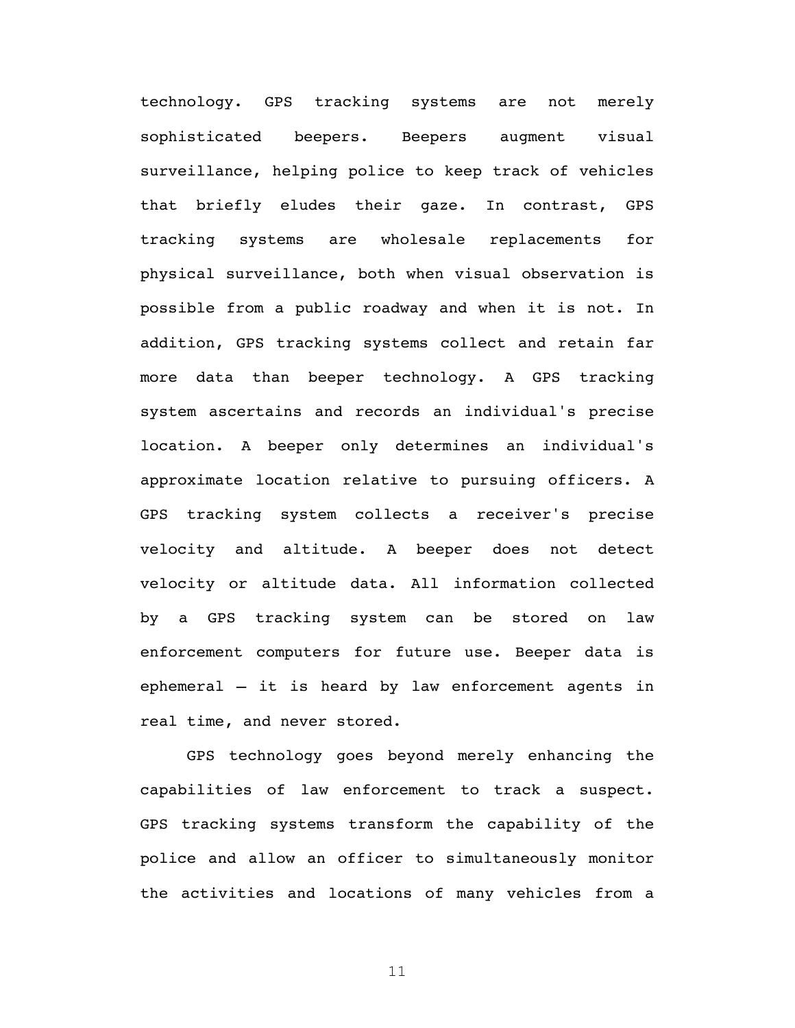technology. GPS tracking systems are not merely sophisticated beepers. Beepers augment visual surveillance, helping police to keep track of vehicles that briefly eludes their gaze. In contrast, GPS tracking systems are wholesale replacements for physical surveillance, both when visual observation is possible from a public roadway and when it is not. In addition, GPS tracking systems collect and retain far more data than beeper technology. A GPS tracking system ascertains and records an individual's precise location. A beeper only determines an individual's approximate location relative to pursuing officers. A GPS tracking system collects a receiver's precise velocity and altitude. A beeper does not detect velocity or altitude data. All information collected by a GPS tracking system can be stored on law enforcement computers for future use. Beeper data is ephemeral – it is heard by law enforcement agents in real time, and never stored.

GPS technology goes beyond merely enhancing the capabilities of law enforcement to track a suspect. GPS tracking systems transform the capability of the police and allow an officer to simultaneously monitor the activities and locations of many vehicles from a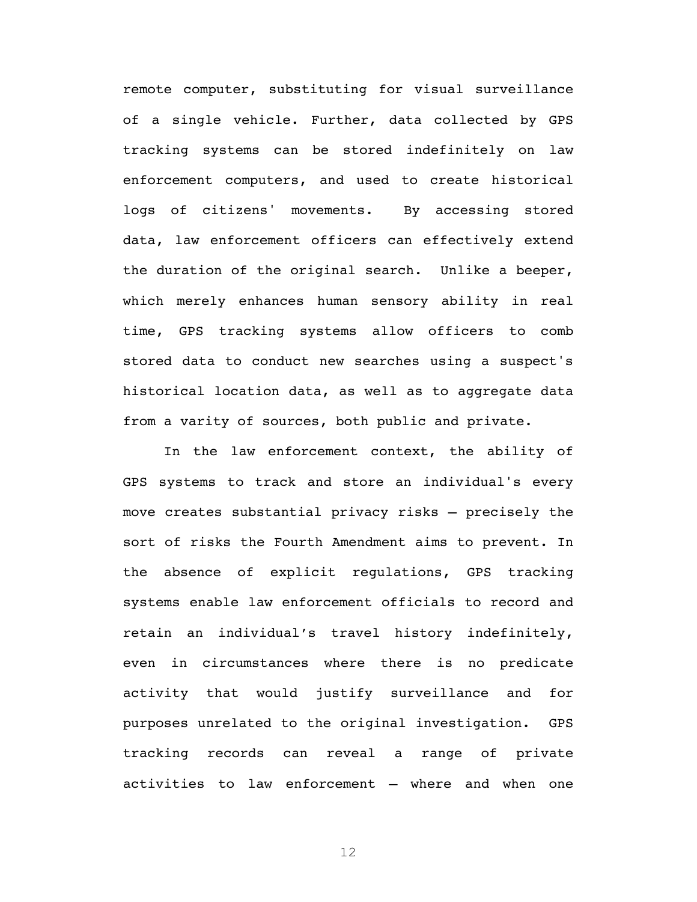remote computer, substituting for visual surveillance of a single vehicle. Further, data collected by GPS tracking systems can be stored indefinitely on law enforcement computers, and used to create historical logs of citizens' movements. By accessing stored data, law enforcement officers can effectively extend the duration of the original search. Unlike a beeper, which merely enhances human sensory ability in real time, GPS tracking systems allow officers to comb stored data to conduct new searches using a suspect's historical location data, as well as to aggregate data from a varity of sources, both public and private.

In the law enforcement context, the ability of GPS systems to track and store an individual's every move creates substantial privacy risks – precisely the sort of risks the Fourth Amendment aims to prevent. In the absence of explicit regulations, GPS tracking systems enable law enforcement officials to record and retain an individual's travel history indefinitely, even in circumstances where there is no predicate activity that would justify surveillance and for purposes unrelated to the original investigation. GPS tracking records can reveal a range of private activities to law enforcement – where and when one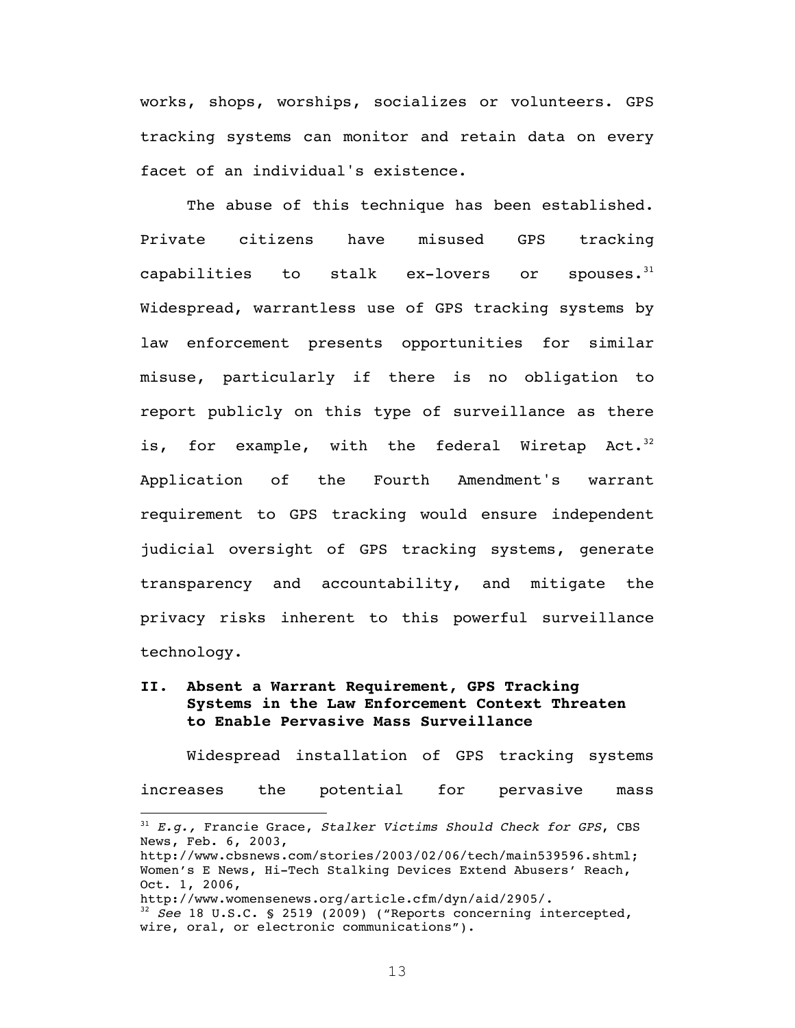works, shops, worships, socializes or volunteers. GPS tracking systems can monitor and retain data on every facet of an individual's existence.

The abuse of this technique has been established. Private citizens have misused GPS tracking capabilities to stalk ex-lovers or spouses.[31] Widespread, warrantless use of GPS tracking systems by law enforcement presents opportunities for similar misuse, particularly if there is no obligation to report publicly on this type of surveillance as there is, for example, with the federal Wiretap Act.[32] Application of the Fourth Amendment's warrant requirement to GPS tracking would ensure independent judicial oversight of GPS tracking systems, generate transparency and accountability, and mitigate the privacy risks inherent to this powerful surveillance technology.

## II. Absent a Warrant Requirement, GPS Tracking Systems in the Law Enforcement Context Threaten to Enable Pervasive Mass Surveillance

Widespread installation of GPS tracking systems increases the potential for pervasive mass

---

[31] *E.g.,* Francie Grace, *Stalker Victims Should Check for GPS*, CBS News, Feb. 6, 2003, http://www.cbsnews.com/stories/2003/02/06/tech/main539596.shtml; Women's E News, Hi-Tech Stalking Devices Extend Abusers' Reach, Oct. 1, 2006, http://www.womensenews.org/article.cfm/dyn/aid/2905/.

[32] *See* 18 U.S.C. § 2519 (2009) ("Reports concerning intercepted, wire, oral, or electronic communications").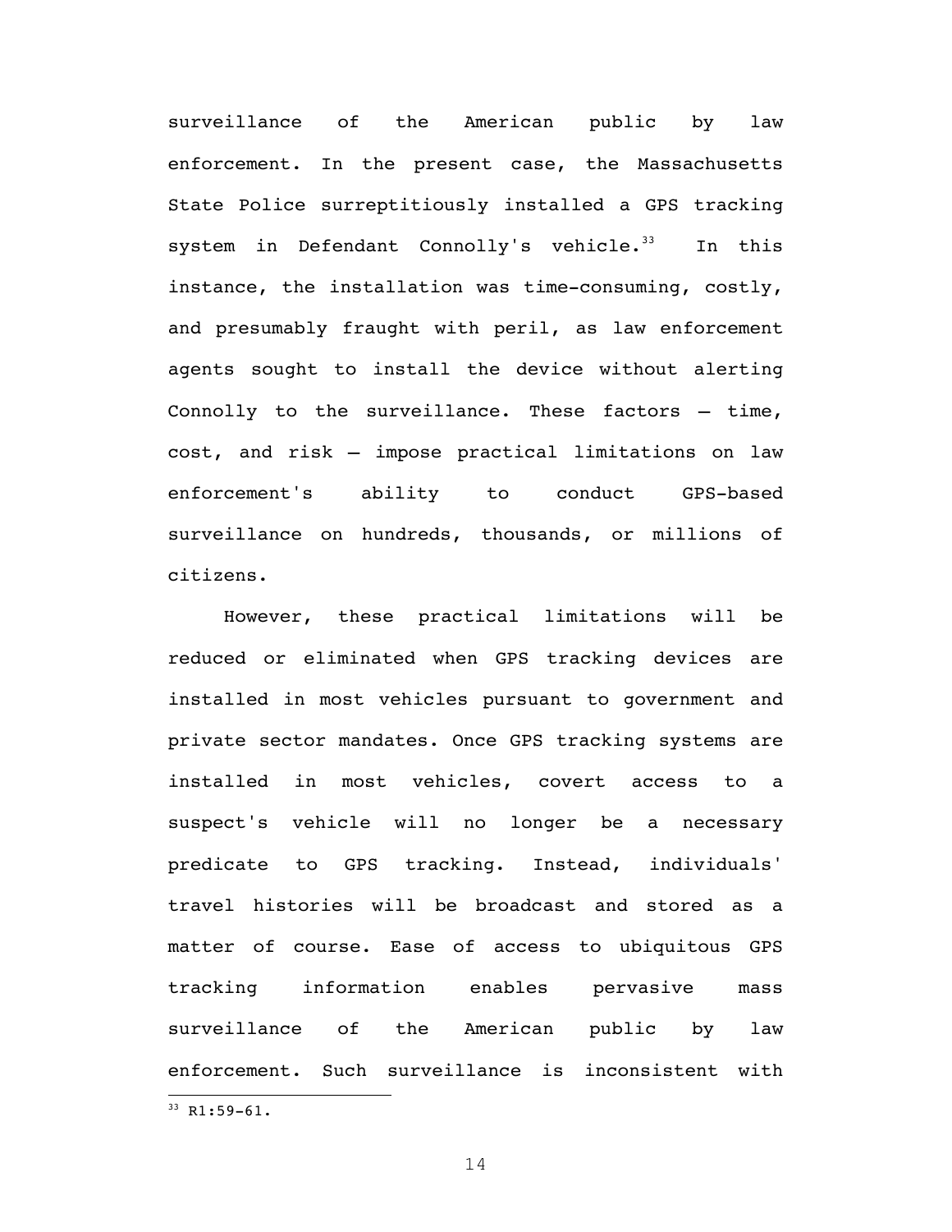surveillance of the American public by law enforcement. In the present case, the Massachusetts State Police surreptitiously installed a GPS tracking system in Defendant Connolly's vehicle.[33] In this instance, the installation was time-consuming, costly, and presumably fraught with peril, as law enforcement agents sought to install the device without alerting Connolly to the surveillance. These factors – time, cost, and risk – impose practical limitations on law enforcement's ability to conduct GPS-based surveillance on hundreds, thousands, or millions of citizens.

However, these practical limitations will be reduced or eliminated when GPS tracking devices are installed in most vehicles pursuant to government and private sector mandates. Once GPS tracking systems are installed in most vehicles, covert access to a suspect's vehicle will no longer be a necessary predicate to GPS tracking. Instead, individuals' travel histories will be broadcast and stored as a matter of course. Ease of access to ubiquitous GPS tracking information enables pervasive mass surveillance of the American public by law enforcement. Such surveillance is inconsistent with

---

[33] R1:59-61.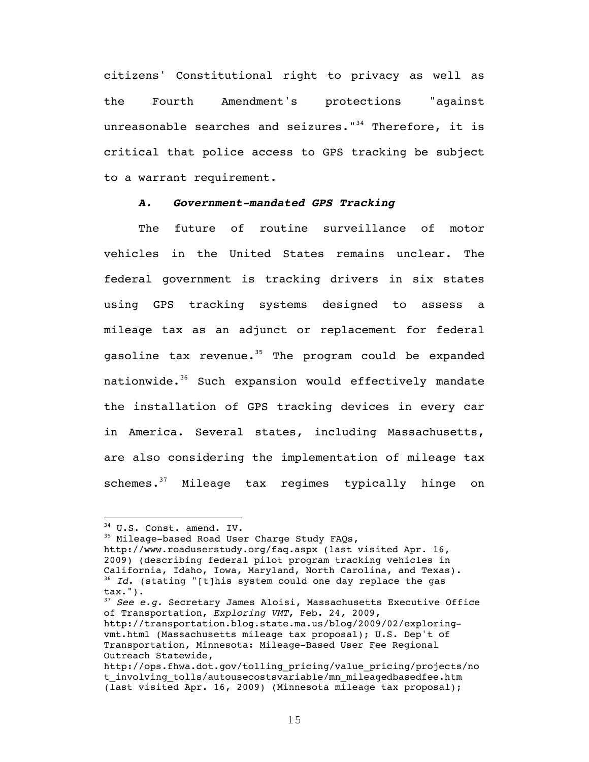citizens' Constitutional right to privacy as well as the Fourth Amendment's protections "against unreasonable searches and seizures."[34] Therefore, it is critical that police access to GPS tracking be subject to a warrant requirement.

### *A. Government-mandated GPS Tracking*

The future of routine surveillance of motor vehicles in the United States remains unclear. The federal government is tracking drivers in six states using GPS tracking systems designed to assess a mileage tax as an adjunct or replacement for federal gasoline tax revenue.[35] The program could be expanded nationwide.[36] Such expansion would effectively mandate the installation of GPS tracking devices in every car in America. Several states, including Massachusetts, are also considering the implementation of mileage tax schemes.[37] Mileage tax regimes typically hinge on

---

[34] U.S. Const. amend. IV.

[35] Mileage-based Road User Charge Study FAQs, http://www.roaduserstudy.org/faq.aspx (last visited Apr. 16, 2009) (describing federal pilot program tracking vehicles in California, Idaho, Iowa, Maryland, North Carolina, and Texas).

[36] *Id.* (stating "[t]his system could one day replace the gas tax.").

[37] *See e.g.* Secretary James Aloisi, Massachusetts Executive Office of Transportation, *Exploring VMT*, Feb. 24, 2009, http://transportation.blog.state.ma.us/blog/2009/02/exploring-vmt.html (Massachusetts mileage tax proposal); U.S. Dep't of Transportation, Minnesota: Mileage-Based User Fee Regional Outreach Statewide, http://ops.fhwa.dot.gov/tolling_pricing/value_pricing/projects/not_involving_tolls/autousecostsvariable/mn_mileagedbasedfee.htm (last visited Apr. 16, 2009) (Minnesota mileage tax proposal);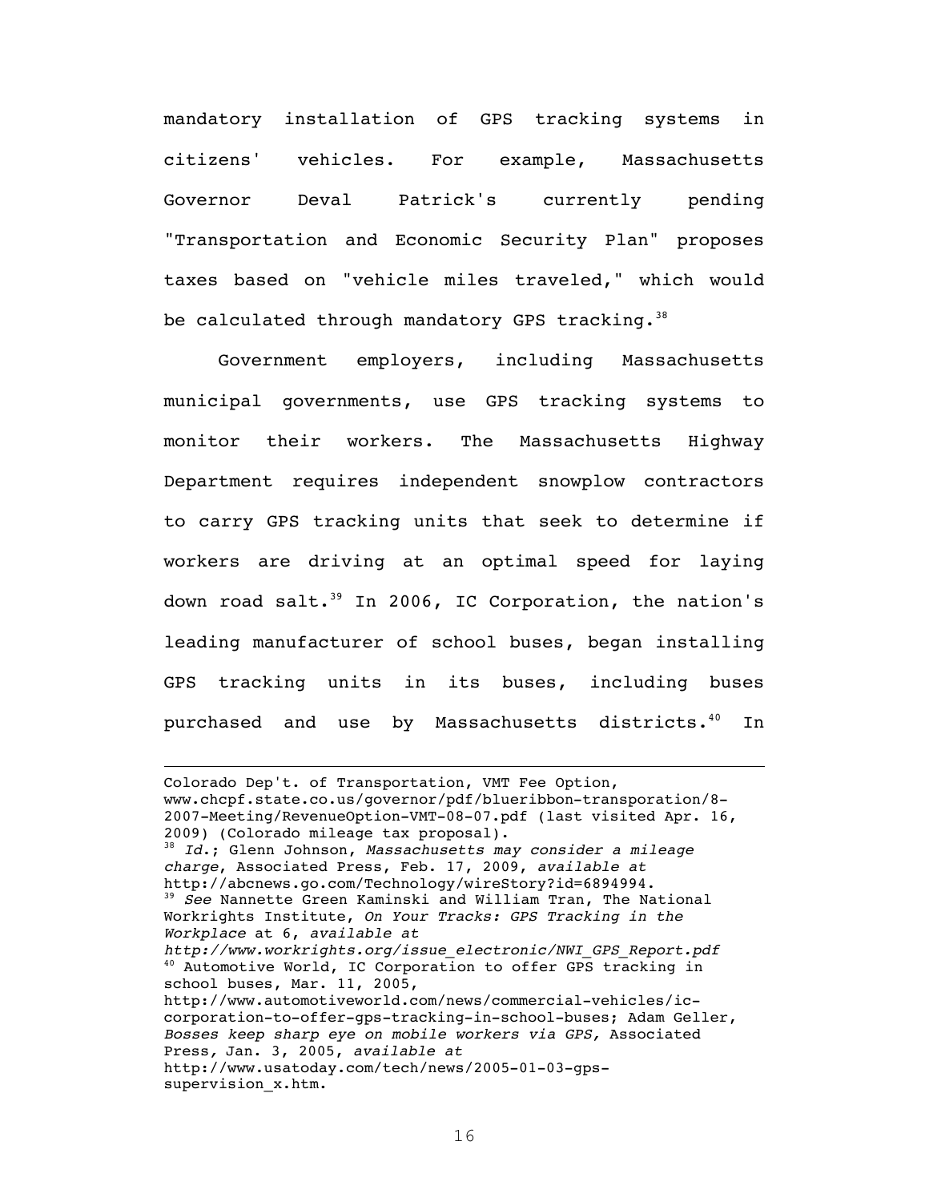mandatory installation of GPS tracking systems in citizens' vehicles. For example, Massachusetts Governor Deval Patrick's currently pending "Transportation and Economic Security Plan" proposes taxes based on "vehicle miles traveled," which would be calculated through mandatory GPS tracking.[38]

Government employers, including Massachusetts municipal governments, use GPS tracking systems to monitor their workers. The Massachusetts Highway Department requires independent snowplow contractors to carry GPS tracking units that seek to determine if workers are driving at an optimal speed for laying down road salt.[39] In 2006, IC Corporation, the nation's leading manufacturer of school buses, began installing GPS tracking units in its buses, including buses purchased and use by Massachusetts districts.[40] In

---

Colorado Dep't. of Transportation, VMT Fee Option, www.chcpf.state.co.us/governor/pdf/blueribbon-transporation/8-2007-Meeting/RevenueOption-VMT-08-07.pdf (last visited Apr. 16, 2009) (Colorado mileage tax proposal).

[38] *Id.*; Glenn Johnson, *Massachusetts may consider a mileage charge*, Associated Press, Feb. 17, 2009, *available at* http://abcnews.go.com/Technology/wireStory?id=6894994.

[39] *See* Nannette Green Kaminski and William Tran, The National Workrights Institute, *On Your Tracks: GPS Tracking in the Workplace* at 6, *available at* *http://www.workrights.org/issue_electronic/NWI_GPS_Report.pdf*

[40] Automotive World, IC Corporation to offer GPS tracking in school buses, Mar. 11, 2005, http://www.automotiveworld.com/news/commercial-vehicles/ic-corporation-to-offer-gps-tracking-in-school-buses; Adam Geller, *Bosses keep sharp eye on mobile workers via GPS,* Associated Press, Jan. 3, 2005, *available at* http://www.usatoday.com/tech/news/2005-01-03-gps-supervision_x.htm.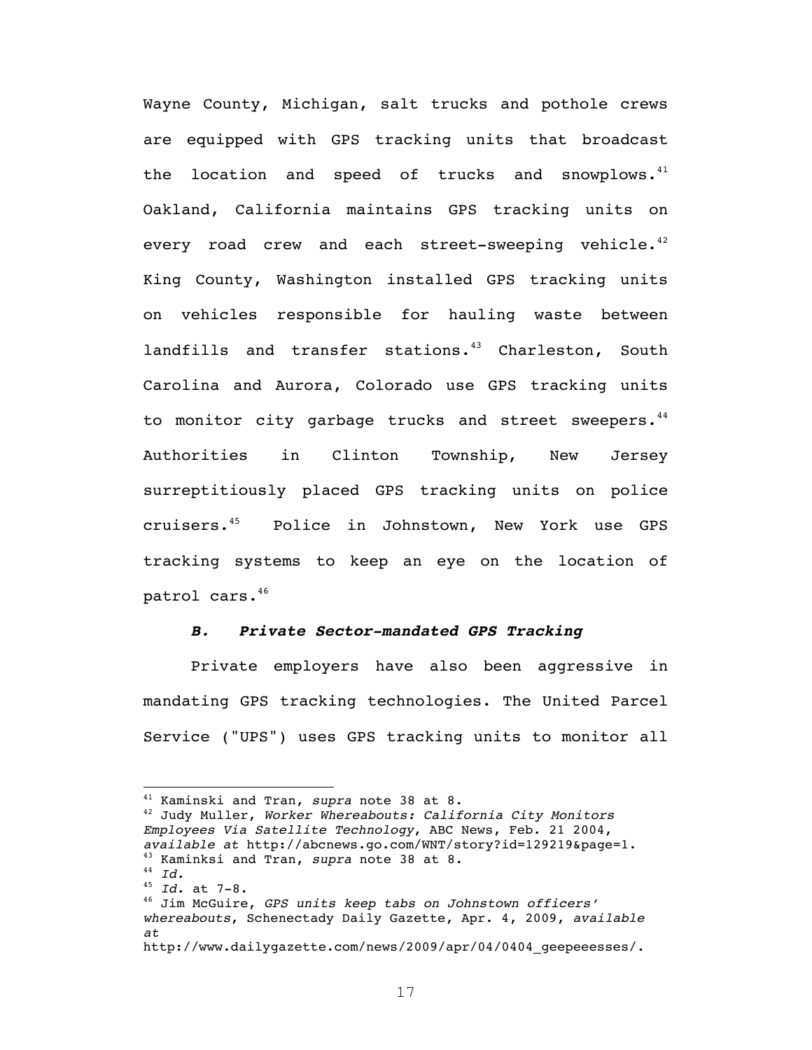Wayne County, Michigan, salt trucks and pothole crews are equipped with GPS tracking units that broadcast the location and speed of trucks and snowplows.[41] Oakland, California maintains GPS tracking units on every road crew and each street-sweeping vehicle.[42] King County, Washington installed GPS tracking units on vehicles responsible for hauling waste between landfills and transfer stations.[43] Charleston, South Carolina and Aurora, Colorado use GPS tracking units to monitor city garbage trucks and street sweepers.[44] Authorities in Clinton Township, New Jersey surreptitiously placed GPS tracking units on police cruisers.[45] Police in Johnstown, New York use GPS tracking systems to keep an eye on the location of patrol cars.[46]

### ***B. Private Sector-mandated GPS Tracking***

Private employers have also been aggressive in mandating GPS tracking technologies. The United Parcel Service ("UPS") uses GPS tracking units to monitor all

---

[41] Kaminski and Tran, *supra* note 38 at 8.

[42] Judy Muller, *Worker Whereabouts: California City Monitors Employees Via Satellite Technology*, ABC News, Feb. 21 2004, *available at* http://abcnews.go.com/WNT/story?id=129219&page=1.

[43] Kaminksi and Tran, *supra* note 38 at 8.

[44] *Id.*

[45] *Id.* at 7-8.

[46] Jim McGuire, *GPS units keep tabs on Johnstown officers' whereabouts*, Schenectady Daily Gazette, Apr. 4, 2009, *available at* http://www.dailygazette.com/news/2009/apr/04/0404_geepeeesses/.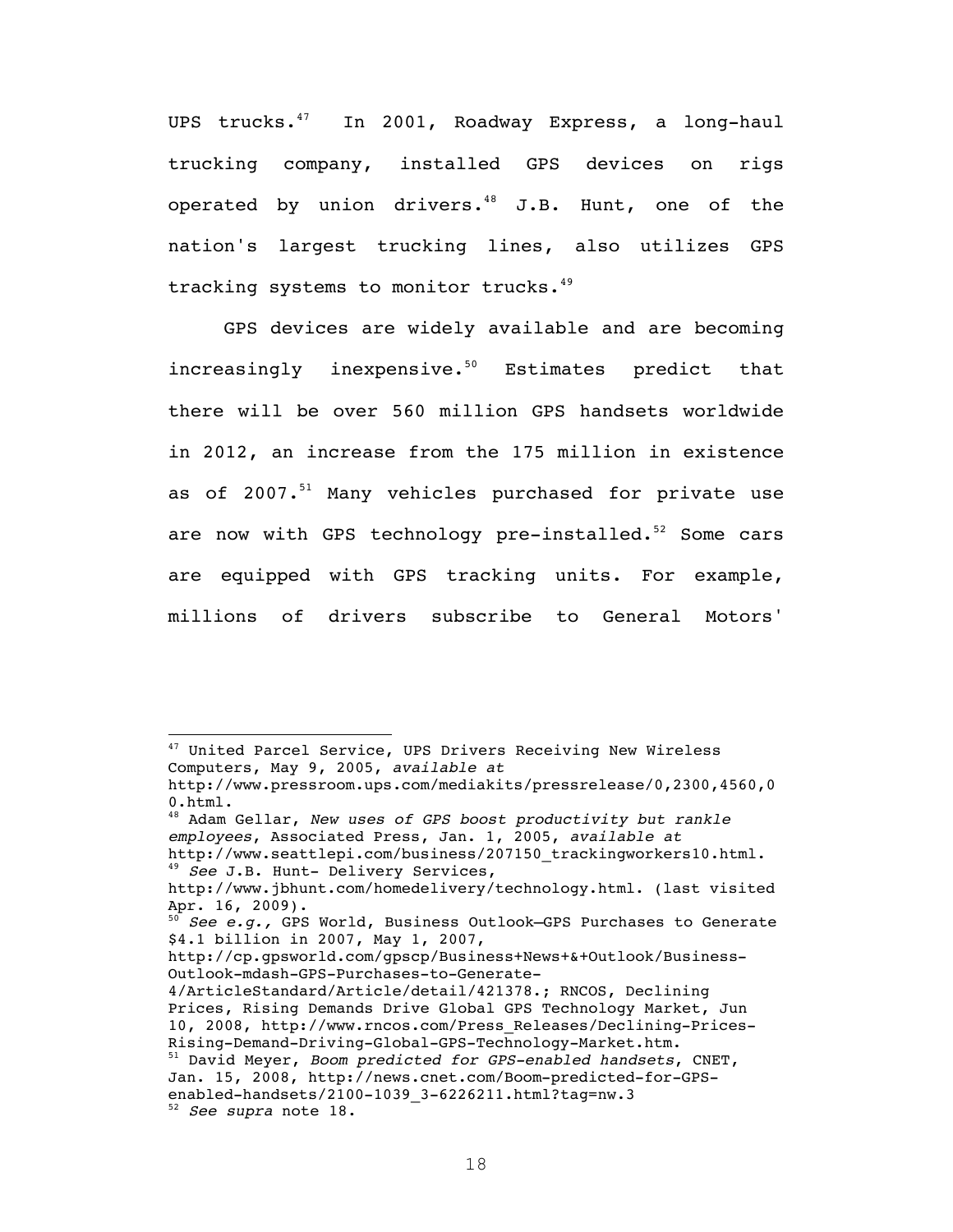UPS trucks.[47] In 2001, Roadway Express, a long-haul trucking company, installed GPS devices on rigs operated by union drivers.[48] J.B. Hunt, one of the nation's largest trucking lines, also utilizes GPS tracking systems to monitor trucks.[49]

GPS devices are widely available and are becoming increasingly inexpensive.[50] Estimates predict that there will be over 560 million GPS handsets worldwide in 2012, an increase from the 175 million in existence as of 2007.[51] Many vehicles purchased for private use are now with GPS technology pre-installed.[52] Some cars are equipped with GPS tracking units. For example, millions of drivers subscribe to General Motors'

---

[47] United Parcel Service, UPS Drivers Receiving New Wireless Computers, May 9, 2005, *available at* http://www.pressroom.ups.com/mediakits/pressrelease/0,2300,4560,00.html.

[48] Adam Gellar, *New uses of GPS boost productivity but rankle employees*, Associated Press, Jan. 1, 2005, *available at* http://www.seattlepi.com/business/207150_trackingworkers10.html.

[49] *See* J.B. Hunt- Delivery Services, http://www.jbhunt.com/homedelivery/technology.html. (last visited Apr. 16, 2009).

[50] *See e.g.,* GPS World, Business Outlook—GPS Purchases to Generate $4.1 billion in 2007, May 1, 2007, http://cp.gpsworld.com/gpscp/Business+News+&+Outlook/Business-Outlook-mdash-GPS-Purchases-to-Generate-4/ArticleStandard/Article/detail/421378.; RNCOS, Declining Prices, Rising Demands Drive Global GPS Technology Market, Jun 10, 2008, http://www.rncos.com/Press_Releases/Declining-Prices-Rising-Demand-Driving-Global-GPS-Technology-Market.htm.

[51] David Meyer, *Boom predicted for GPS-enabled handsets*, CNET, Jan. 15, 2008, http://news.cnet.com/Boom-predicted-for-GPS-enabled-handsets/2100-1039_3-6226211.html?tag=nw.3

[52] *See supra* note 18.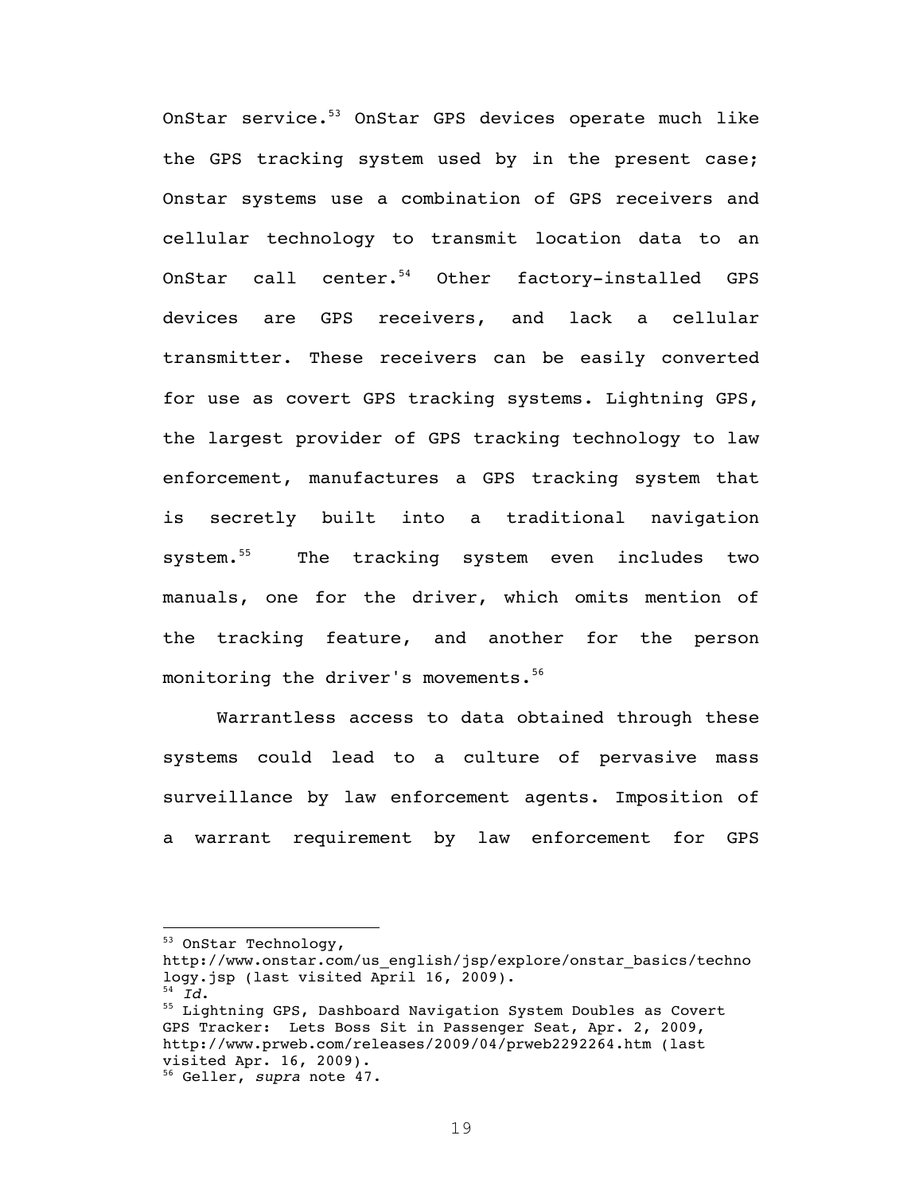OnStar service.[53] OnStar GPS devices operate much like the GPS tracking system used by in the present case; Onstar systems use a combination of GPS receivers and cellular technology to transmit location data to an OnStar call center.[54] Other factory-installed GPS devices are GPS receivers, and lack a cellular transmitter. These receivers can be easily converted for use as covert GPS tracking systems. Lightning GPS, the largest provider of GPS tracking technology to law enforcement, manufactures a GPS tracking system that is secretly built into a traditional navigation system.[55] The tracking system even includes two manuals, one for the driver, which omits mention of the tracking feature, and another for the person monitoring the driver's movements.[56]

Warrantless access to data obtained through these systems could lead to a culture of pervasive mass surveillance by law enforcement agents. Imposition of a warrant requirement by law enforcement for GPS

---

[53] OnStar Technology, http://www.onstar.com/us_english/jsp/explore/onstar_basics/technology.jsp (last visited April 16, 2009).

[54] *Id*.

[55] Lightning GPS, Dashboard Navigation System Doubles as Covert GPS Tracker: Lets Boss Sit in Passenger Seat, Apr. 2, 2009, http://www.prweb.com/releases/2009/04/prweb2292264.htm (last visited Apr. 16, 2009).

[56] Geller, *supra* note 47.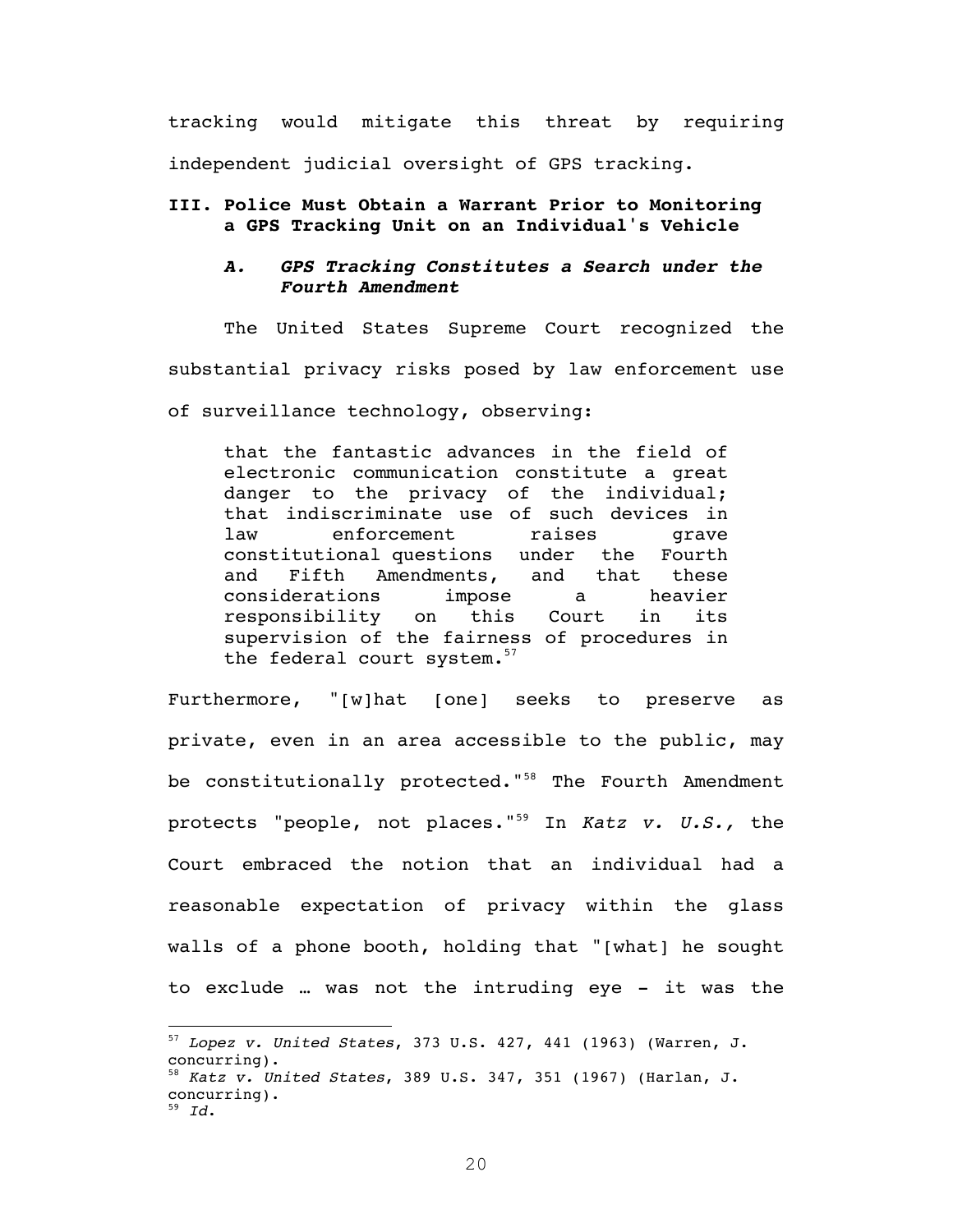tracking would mitigate this threat by requiring independent judicial oversight of GPS tracking.

## III. Police Must Obtain a Warrant Prior to Monitoring a GPS Tracking Unit on an Individual's Vehicle

### *A. GPS Tracking Constitutes a Search under the Fourth Amendment*

The United States Supreme Court recognized the substantial privacy risks posed by law enforcement use of surveillance technology, observing:

> that the fantastic advances in the field of electronic communication constitute a great danger to the privacy of the individual; that indiscriminate use of such devices in law enforcement raises grave constitutional questions under the Fourth and Fifth Amendments, and that these considerations impose a heavier responsibility on this Court in its supervision of the fairness of procedures in the federal court system.[57]

Furthermore, "[w]hat [one] seeks to preserve as private, even in an area accessible to the public, may be constitutionally protected."[58] The Fourth Amendment protects "people, not places."[59] In *Katz v. U.S.,* the Court embraced the notion that an individual had a reasonable expectation of privacy within the glass walls of a phone booth, holding that "[what] he sought to exclude … was not the intruding eye - it was the

---

[57] *Lopez v. United States*, 373 U.S. 427, 441 (1963) (Warren, J. concurring).
[58] *Katz v. United States*, 389 U.S. 347, 351 (1967) (Harlan, J. concurring).
[59] *Id.*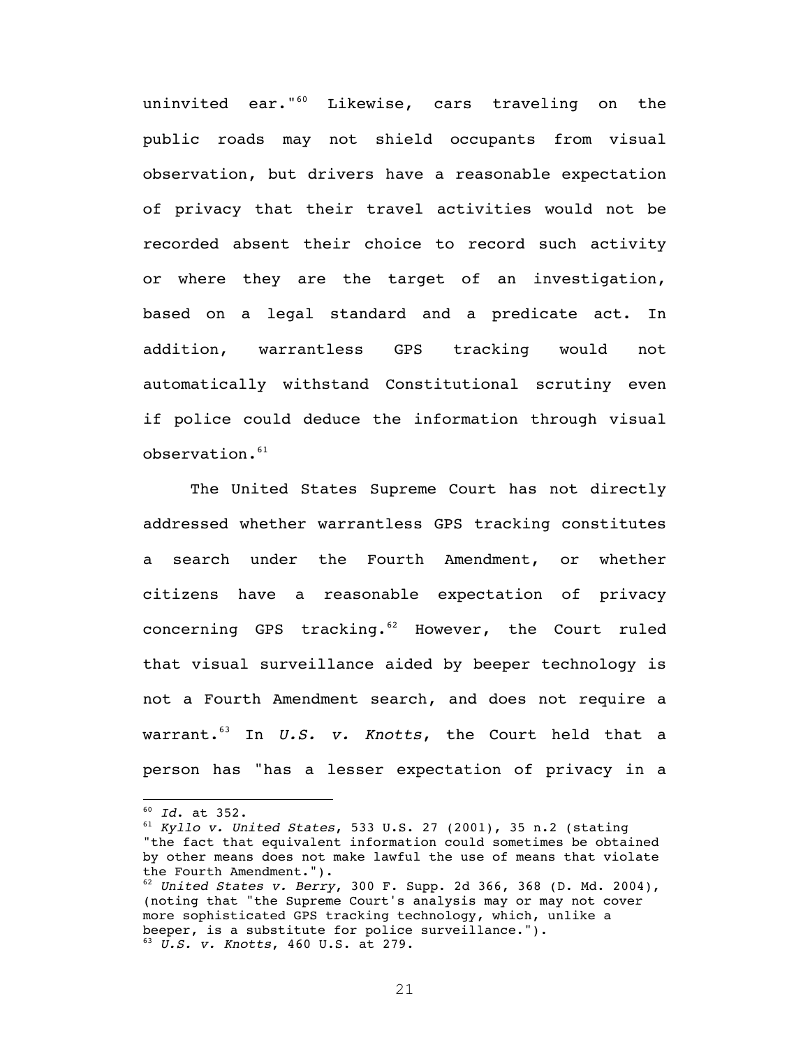uninvited ear."[60] Likewise, cars traveling on the public roads may not shield occupants from visual observation, but drivers have a reasonable expectation of privacy that their travel activities would not be recorded absent their choice to record such activity or where they are the target of an investigation, based on a legal standard and a predicate act. In addition, warrantless GPS tracking would not automatically withstand Constitutional scrutiny even if police could deduce the information through visual observation.[61]

The United States Supreme Court has not directly addressed whether warrantless GPS tracking constitutes a search under the Fourth Amendment, or whether citizens have a reasonable expectation of privacy concerning GPS tracking.[62] However, the Court ruled that visual surveillance aided by beeper technology is not a Fourth Amendment search, and does not require a warrant.[63] In *U.S. v. Knotts*, the Court held that a person has "has a lesser expectation of privacy in a

---

[60] *Id*. at 352.

[61] *Kyllo v. United States*, 533 U.S. 27 (2001), 35 n.2 (stating "the fact that equivalent information could sometimes be obtained by other means does not make lawful the use of means that violate the Fourth Amendment.").

[62] *United States v. Berry*, 300 F. Supp. 2d 366, 368 (D. Md. 2004), (noting that "the Supreme Court's analysis may or may not cover more sophisticated GPS tracking technology, which, unlike a beeper, is a substitute for police surveillance.").

[63] *U.S. v. Knotts*, 460 U.S. at 279.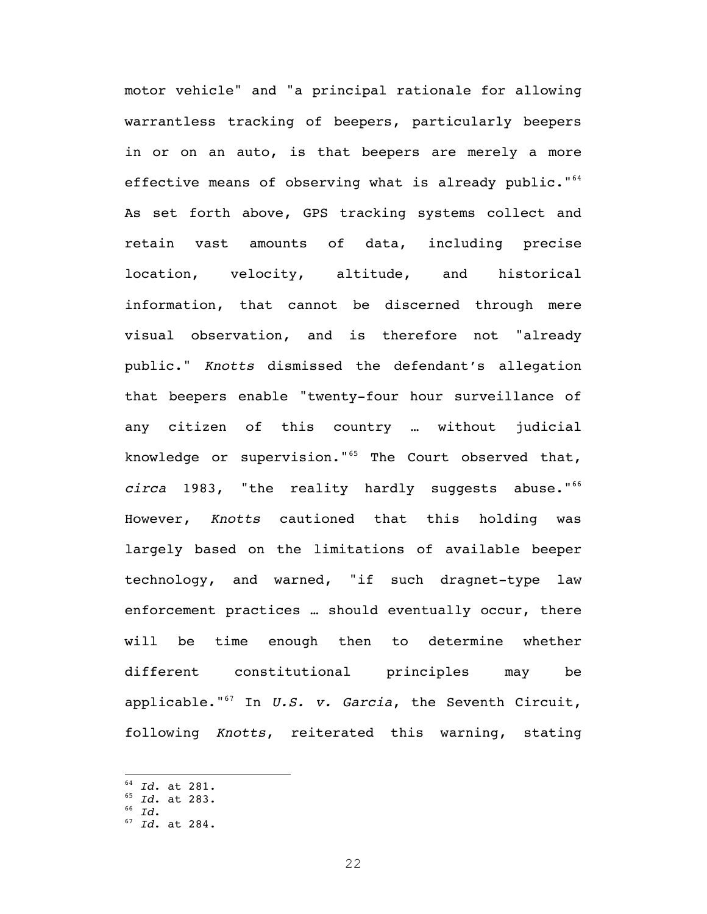motor vehicle" and "a principal rationale for allowing warrantless tracking of beepers, particularly beepers in or on an auto, is that beepers are merely a more effective means of observing what is already public."[64] As set forth above, GPS tracking systems collect and retain vast amounts of data, including precise location, velocity, altitude, and historical information, that cannot be discerned through mere visual observation, and is therefore not "already public." *Knotts* dismissed the defendant's allegation that beepers enable "twenty-four hour surveillance of any citizen of this country … without judicial knowledge or supervision."[65] The Court observed that, *circa* 1983, "the reality hardly suggests abuse."[66] However, *Knotts* cautioned that this holding was largely based on the limitations of available beeper technology, and warned, "if such dragnet-type law enforcement practices … should eventually occur, there will be time enough then to determine whether different constitutional principles may be applicable."[67] In *U.S. v. Garcia*, the Seventh Circuit, following *Knotts*, reiterated this warning, stating

---

[64] *Id.* at 281.
[65] *Id.* at 283.
[66] *Id.*
[67] *Id.* at 284.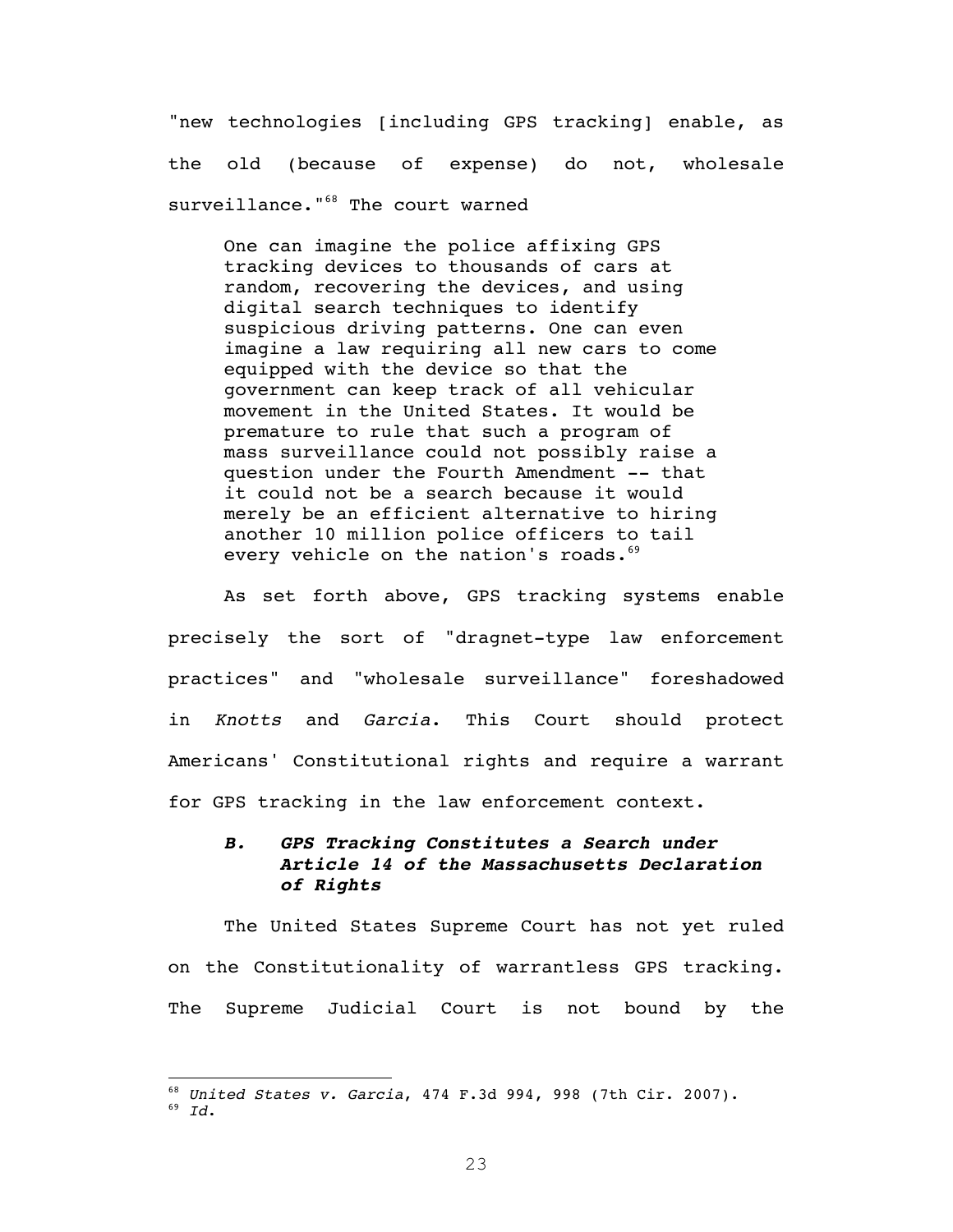"new technologies [including GPS tracking] enable, as the old (because of expense) do not, wholesale surveillance."[68] The court warned

> One can imagine the police affixing GPS tracking devices to thousands of cars at random, recovering the devices, and using digital search techniques to identify suspicious driving patterns. One can even imagine a law requiring all new cars to come equipped with the device so that the government can keep track of all vehicular movement in the United States. It would be premature to rule that such a program of mass surveillance could not possibly raise a question under the Fourth Amendment -- that it could not be a search because it would merely be an efficient alternative to hiring another 10 million police officers to tail every vehicle on the nation's roads.[69]

As set forth above, GPS tracking systems enable precisely the sort of "dragnet-type law enforcement practices" and "wholesale surveillance" foreshadowed in *Knotts* and *Garcia*. This Court should protect Americans' Constitutional rights and require a warrant for GPS tracking in the law enforcement context.

### *B. GPS Tracking Constitutes a Search under Article 14 of the Massachusetts Declaration of Rights*

The United States Supreme Court has not yet ruled on the Constitutionality of warrantless GPS tracking. The Supreme Judicial Court is not bound by the

---

[68] *United States v. Garcia*, 474 F.3d 994, 998 (7th Cir. 2007).

[69] *Id.*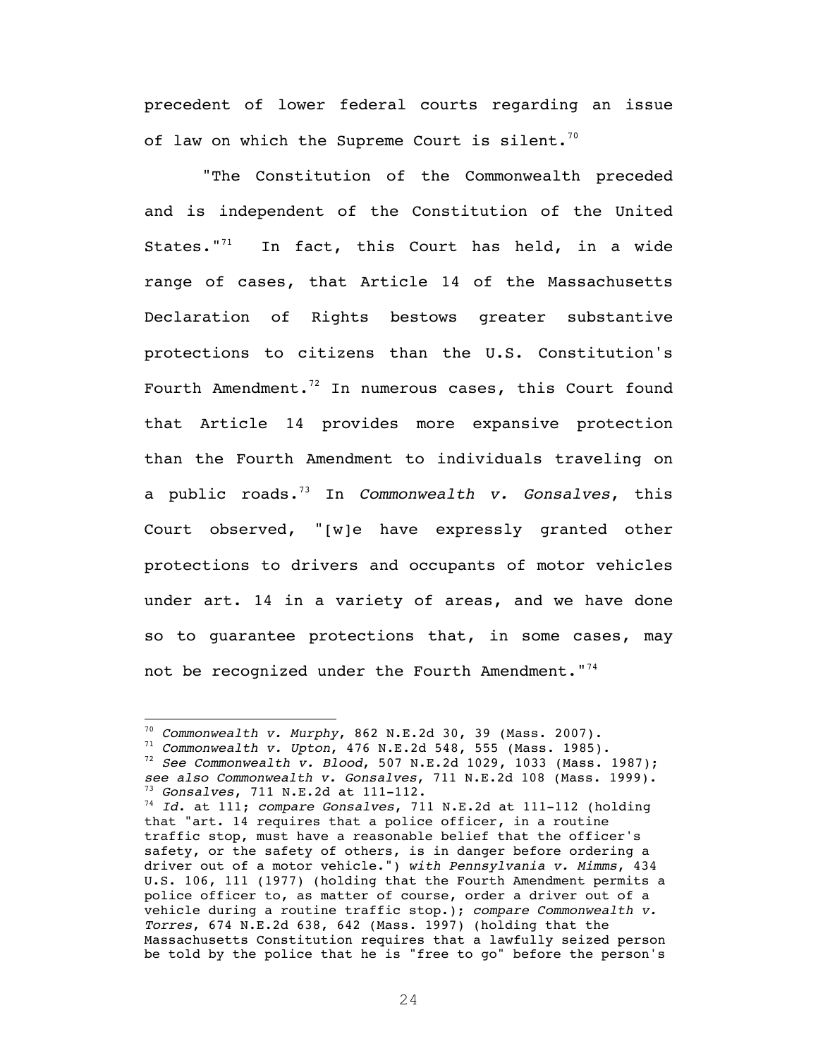precedent of lower federal courts regarding an issue of law on which the Supreme Court is silent.[70]

"The Constitution of the Commonwealth preceded and is independent of the Constitution of the United States."[71] In fact, this Court has held, in a wide range of cases, that Article 14 of the Massachusetts Declaration of Rights bestows greater substantive protections to citizens than the U.S. Constitution's Fourth Amendment.[72] In numerous cases, this Court found that Article 14 provides more expansive protection than the Fourth Amendment to individuals traveling on a public roads.[73] In *Commonwealth v. Gonsalves*, this Court observed, "[w]e have expressly granted other protections to drivers and occupants of motor vehicles under art. 14 in a variety of areas, and we have done so to guarantee protections that, in some cases, may not be recognized under the Fourth Amendment."[74]

---

[70] *Commonwealth v. Murphy*, 862 N.E.2d 30, 39 (Mass. 2007).

[71] *Commonwealth v. Upton*, 476 N.E.2d 548, 555 (Mass. 1985).

[72] *See Commonwealth v. Blood*, 507 N.E.2d 1029, 1033 (Mass. 1987); *see also Commonwealth v. Gonsalves*, 711 N.E.2d 108 (Mass. 1999).

[73] *Gonsalves*, 711 N.E.2d at 111-112.

[74] *Id.* at 111; *compare Gonsalves*, 711 N.E.2d at 111-112 (holding that "art. 14 requires that a police officer, in a routine traffic stop, must have a reasonable belief that the officer's safety, or the safety of others, is in danger before ordering a driver out of a motor vehicle.") *with Pennsylvania v. Mimms*, 434 U.S. 106, 111 (1977) (holding that the Fourth Amendment permits a police officer to, as matter of course, order a driver out of a vehicle during a routine traffic stop.); *compare Commonwealth v. Torres*, 674 N.E.2d 638, 642 (Mass. 1997) (holding that the Massachusetts Constitution requires that a lawfully seized person be told by the police that he is "free to go" before the person's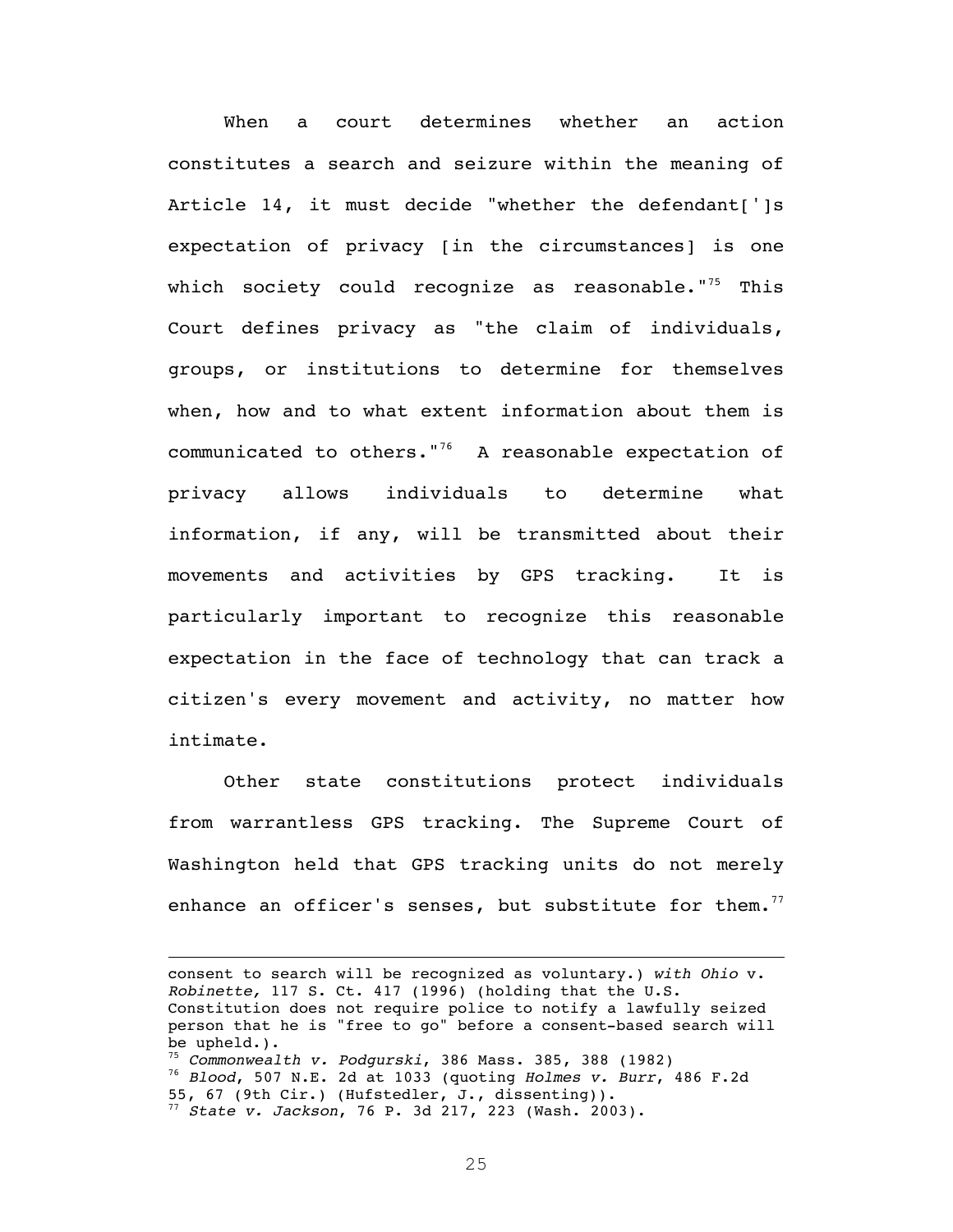When a court determines whether an action constitutes a search and seizure within the meaning of Article 14, it must decide "whether the defendant[']s expectation of privacy [in the circumstances] is one which society could recognize as reasonable."[75] This Court defines privacy as "the claim of individuals, groups, or institutions to determine for themselves when, how and to what extent information about them is communicated to others."[76] A reasonable expectation of privacy allows individuals to determine what information, if any, will be transmitted about their movements and activities by GPS tracking. It is particularly important to recognize this reasonable expectation in the face of technology that can track a citizen's every movement and activity, no matter how intimate.

Other state constitutions protect individuals from warrantless GPS tracking. The Supreme Court of Washington held that GPS tracking units do not merely enhance an officer's senses, but substitute for them.[77]

---

consent to search will be recognized as voluntary.) *with Ohio* v. *Robinette,* 117 S. Ct. 417 (1996) (holding that the U.S. Constitution does not require police to notify a lawfully seized person that he is "free to go" before a consent-based search will be upheld.).

[75] *Commonwealth v. Podgurski*, 386 Mass. 385, 388 (1982)

[76] *Blood*, 507 N.E. 2d at 1033 (quoting *Holmes v. Burr*, 486 F.2d 55, 67 (9th Cir.) (Hufstedler, J., dissenting)).

[77] *State v. Jackson*, 76 P. 3d 217, 223 (Wash. 2003).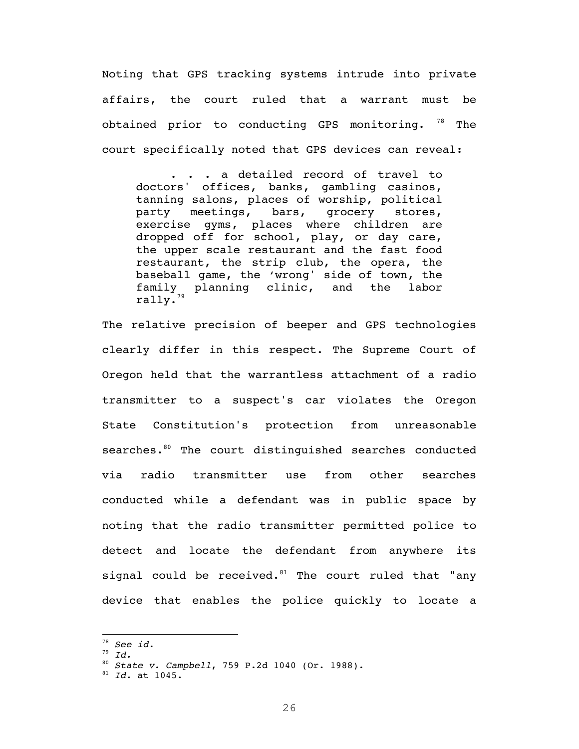Noting that GPS tracking systems intrude into private affairs, the court ruled that a warrant must be obtained prior to conducting GPS monitoring. [78] The court specifically noted that GPS devices can reveal:

> . . . a detailed record of travel to doctors' offices, banks, gambling casinos, tanning salons, places of worship, political party meetings, bars, grocery stores, exercise gyms, places where children are dropped off for school, play, or day care, the upper scale restaurant and the fast food restaurant, the strip club, the opera, the baseball game, the 'wrong' side of town, the family planning clinic, and the labor rally.[79]

The relative precision of beeper and GPS technologies clearly differ in this respect. The Supreme Court of Oregon held that the warrantless attachment of a radio transmitter to a suspect's car violates the Oregon State Constitution's protection from unreasonable searches.[80] The court distinguished searches conducted via radio transmitter use from other searches conducted while a defendant was in public space by noting that the radio transmitter permitted police to detect and locate the defendant from anywhere its signal could be received.[81] The court ruled that "any device that enables the police quickly to locate a

---

[78] *See id.*

[79] *Id.*

[80] *State v. Campbell*, 759 P.2d 1040 (Or. 1988).

[81] *Id.* at 1045.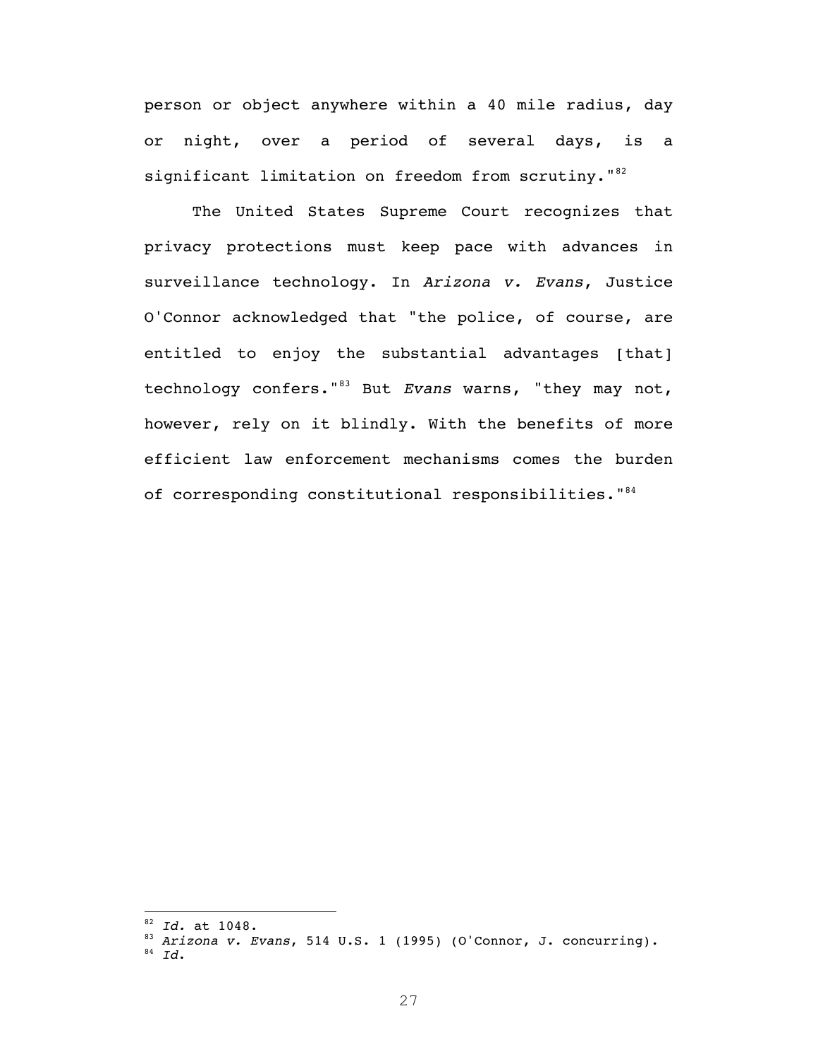person or object anywhere within a 40 mile radius, day or night, over a period of several days, is a significant limitation on freedom from scrutiny."[82]

The United States Supreme Court recognizes that privacy protections must keep pace with advances in surveillance technology. In *Arizona v. Evans*, Justice O'Connor acknowledged that "the police, of course, are entitled to enjoy the substantial advantages [that] technology confers."[83] But *Evans* warns, "they may not, however, rely on it blindly. With the benefits of more efficient law enforcement mechanisms comes the burden of corresponding constitutional responsibilities."[84]

---

[82] *Id.* at 1048.

[83] *Arizona v. Evans*, 514 U.S. 1 (1995) (O'Connor, J. concurring).

[84] *Id.*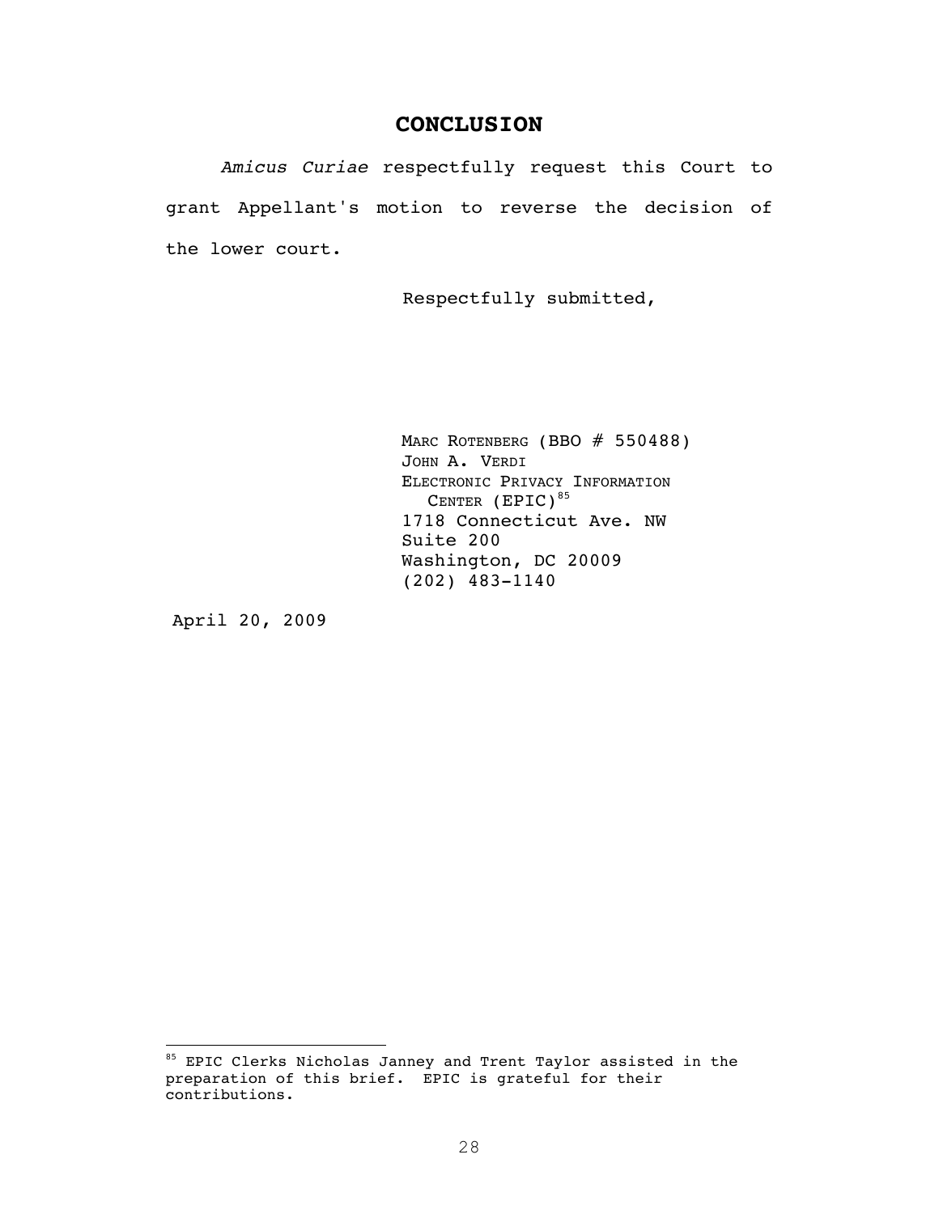## CONCLUSION

*Amicus Curiae* respectfully request this Court to grant Appellant's motion to reverse the decision of the lower court.

Respectfully submitted,

MARC ROTENBERG (BBO # 550488)
JOHN A. VERDI
ELECTRONIC PRIVACY INFORMATION CENTER (EPIC)[85]
1718 Connecticut Ave. NW
Suite 200
Washington, DC 20009
(202) 483-1140

April 20, 2009

---

[85] EPIC Clerks Nicholas Janney and Trent Taylor assisted in the preparation of this brief. EPIC is grateful for their contributions.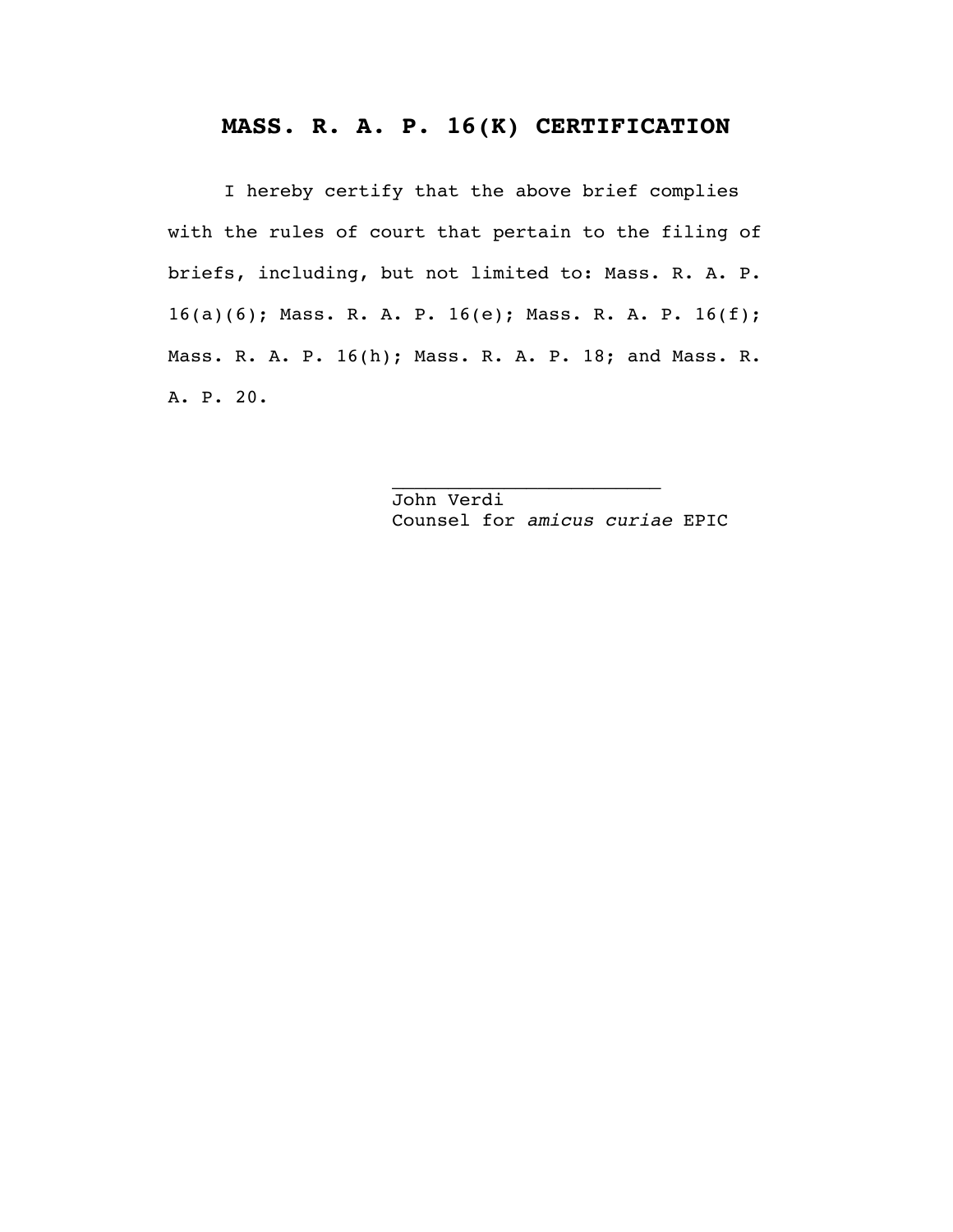# MASS. R. A. P. 16(K) CERTIFICATION

I hereby certify that the above brief complies with the rules of court that pertain to the filing of briefs, including, but not limited to: Mass. R. A. P. 16(a)(6); Mass. R. A. P. 16(e); Mass. R. A. P. 16(f); Mass. R. A. P. 16(h); Mass. R. A. P. 18; and Mass. R. A. P. 20.

\_\_\_\_\_\_\_\_\_\_\_\_\_\_\_\_\_\_\_\_\_\_\_\_
John Verdi
Counsel for *amicus curiae* EPIC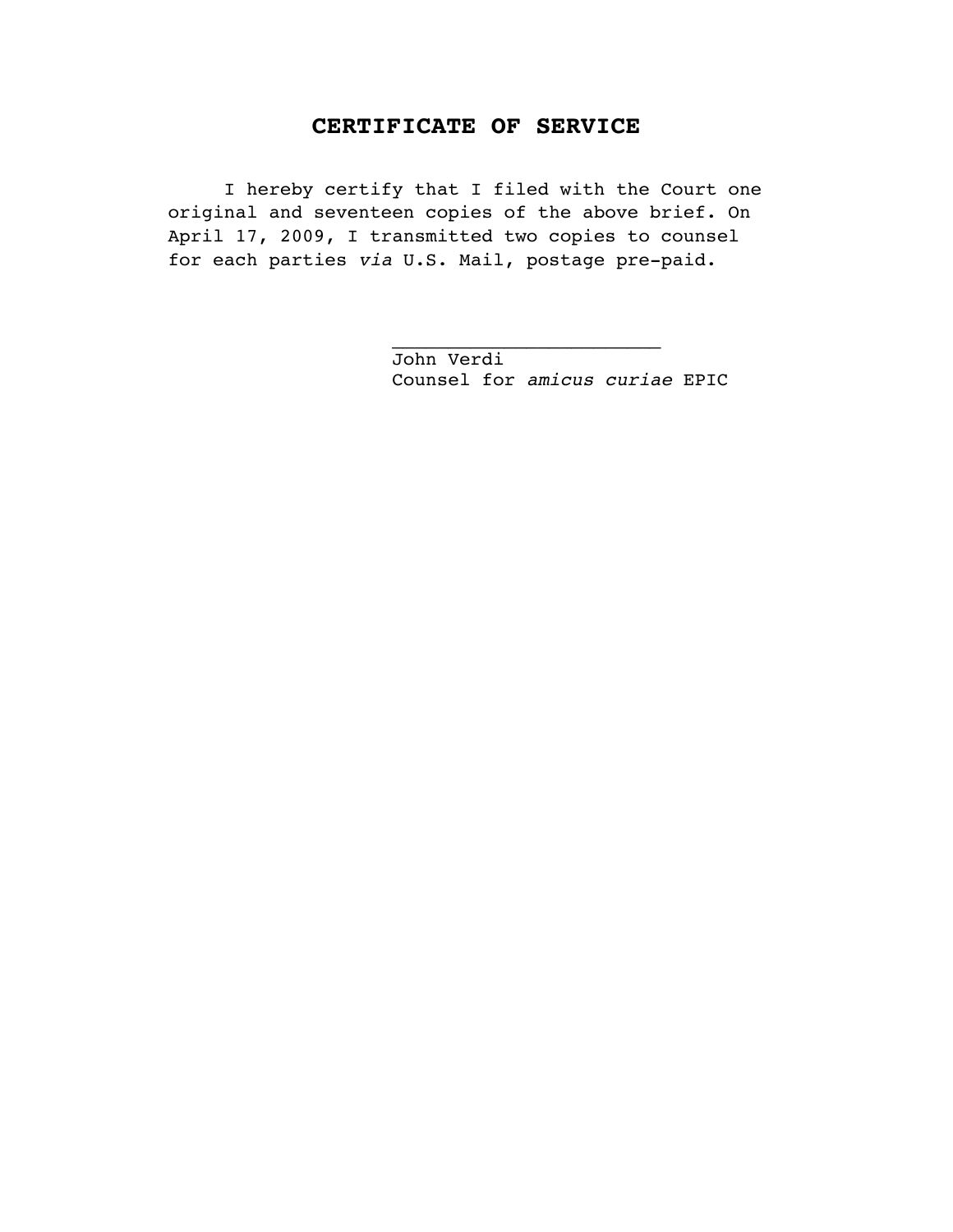# CERTIFICATE OF SERVICE

I hereby certify that I filed with the Court one original and seventeen copies of the above brief. On April 17, 2009, I transmitted two copies to counsel for each parties *via* U.S. Mail, postage pre-paid.

\_\_\_\_\_\_\_\_\_\_\_\_\_\_\_\_\_\_\_\_\_\_\_\_

John Verdi
Counsel for *amicus curiae* EPIC